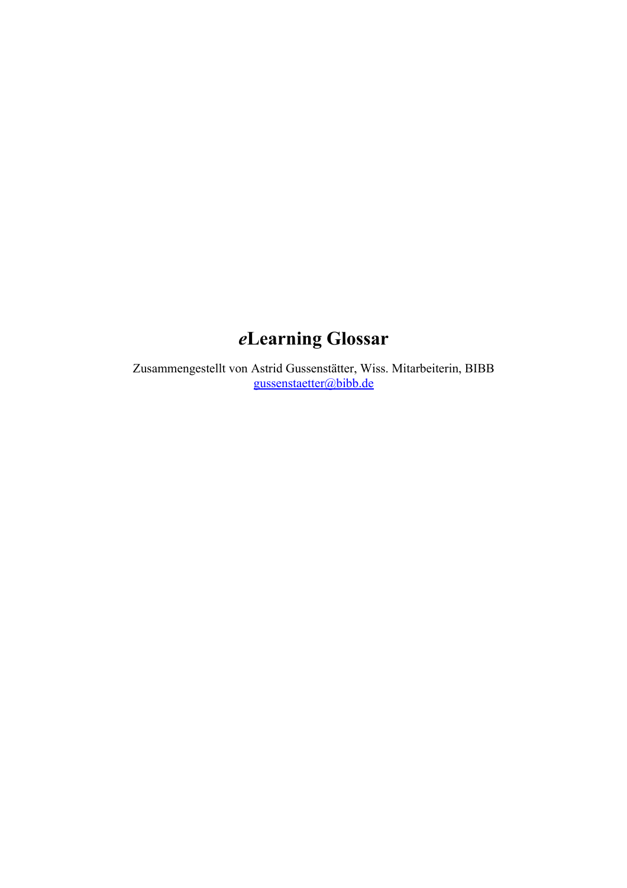# *e*Learning Glossar

Zusammengestellt von Astrid Gussenstätter, Wiss. Mitarbeiterin, BIBB
[gussenstaetter@bibb.de](mailto:gussenstaetter@bibb.de)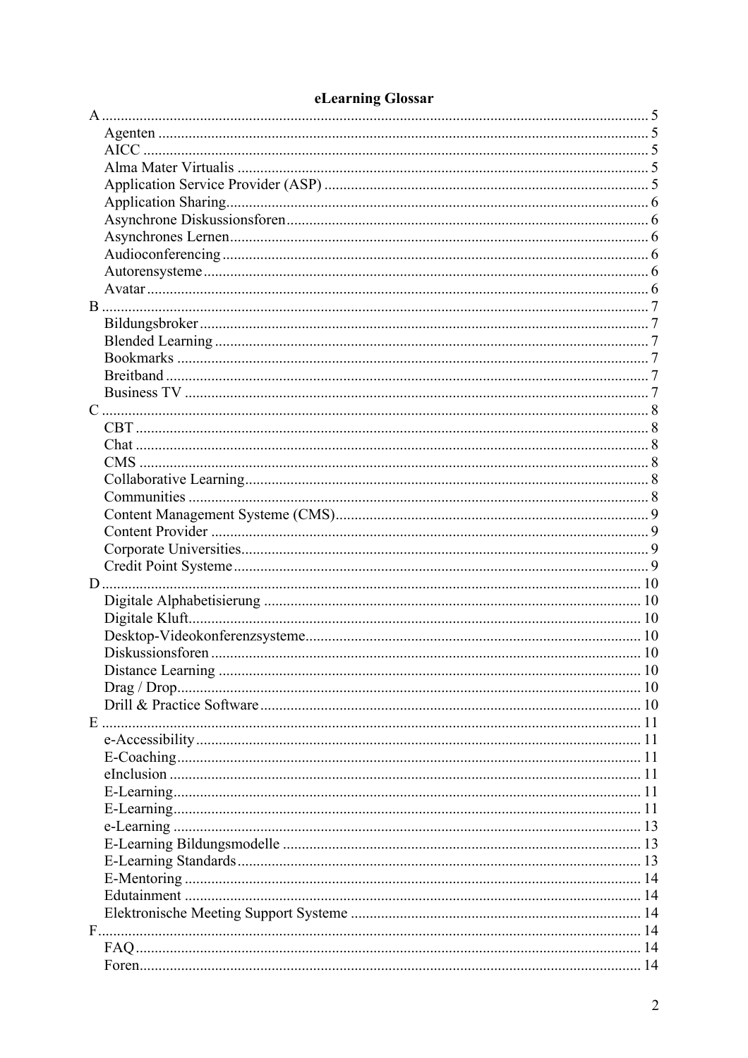# eLearning Glossar

- A ..... 5
  - Agenten ..... 5
  - AICC ..... 5
  - Alma Mater Virtualis ..... 5
  - Application Service Provider (ASP) ..... 5
  - Application Sharing ..... 6
  - Asynchrone Diskussionsforen ..... 6
  - Asynchrones Lernen ..... 6
  - Audioconferencing ..... 6
  - Autorensysteme ..... 6
  - Avatar ..... 6
- B ..... 7
  - Bildungsbroker ..... 7
  - Blended Learning ..... 7
  - Bookmarks ..... 7
  - Breitband ..... 7
  - Business TV ..... 7
- C ..... 8
  - CBT ..... 8
  - Chat ..... 8
  - CMS ..... 8
  - Collaborative Learning ..... 8
  - Communities ..... 8
  - Content Management Systeme (CMS) ..... 9
  - Content Provider ..... 9
  - Corporate Universities ..... 9
  - Credit Point Systeme ..... 9
- D ..... 10
  - Digitale Alphabetisierung ..... 10
  - Digitale Kluft ..... 10
  - Desktop-Videokonferenzsysteme ..... 10
  - Diskussionsforen ..... 10
  - Distance Learning ..... 10
  - Drag / Drop ..... 10
  - Drill & Practice Software ..... 10
- E ..... 11
  - e-Accessibility ..... 11
  - E-Coaching ..... 11
  - eInclusion ..... 11
  - E-Learning ..... 11
  - E-Learning ..... 11
  - e-Learning ..... 13
  - E-Learning Bildungsmodelle ..... 13
  - E-Learning Standards ..... 13
  - E-Mentoring ..... 14
  - Edutainment ..... 14
  - Elektronische Meeting Support Systeme ..... 14
- F ..... 14
  - FAQ ..... 14
  - Foren ..... 14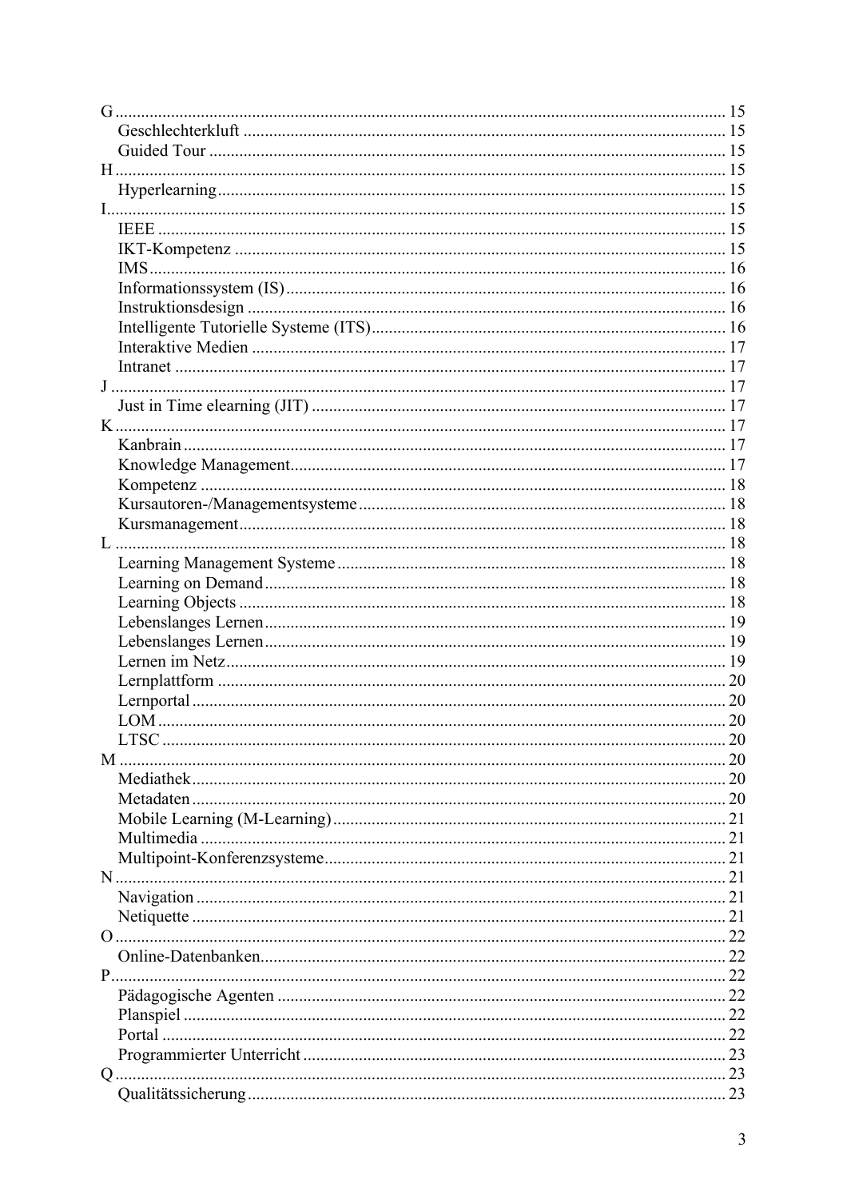G ........ 15
- Geschlechterkluft ........ 15
- Guided Tour ........ 15

H ........ 15
- Hyperlearning ........ 15

I ........ 15
- IEEE ........ 15
- IKT-Kompetenz ........ 15
- IMS ........ 16
- Informationssystem (IS) ........ 16
- Instruktionsdesign ........ 16
- Intelligente Tutorielle Systeme (ITS) ........ 16
- Interaktive Medien ........ 17
- Intranet ........ 17

J ........ 17
- Just in Time elearning (JIT) ........ 17

K ........ 17
- Kanbrain ........ 17
- Knowledge Management ........ 17
- Kompetenz ........ 18
- Kursautoren-/Managementsysteme ........ 18
- Kursmanagement ........ 18

L ........ 18
- Learning Management Systeme ........ 18
- Learning on Demand ........ 18
- Learning Objects ........ 18
- Lebenslanges Lernen ........ 19
- Lebenslanges Lernen ........ 19
- Lernen im Netz ........ 19
- Lernplattform ........ 20
- Lernportal ........ 20
- LOM ........ 20
- LTSC ........ 20

M ........ 20
- Mediathek ........ 20
- Metadaten ........ 20
- Mobile Learning (M-Learning) ........ 21
- Multimedia ........ 21
- Multipoint-Konferenzsysteme ........ 21

N ........ 21
- Navigation ........ 21
- Netiquette ........ 21

O ........ 22
- Online-Datenbanken ........ 22

P ........ 22
- Pädagogische Agenten ........ 22
- Planspiel ........ 22
- Portal ........ 22
- Programmierter Unterricht ........ 23

Q ........ 23
- Qualitätssicherung ........ 23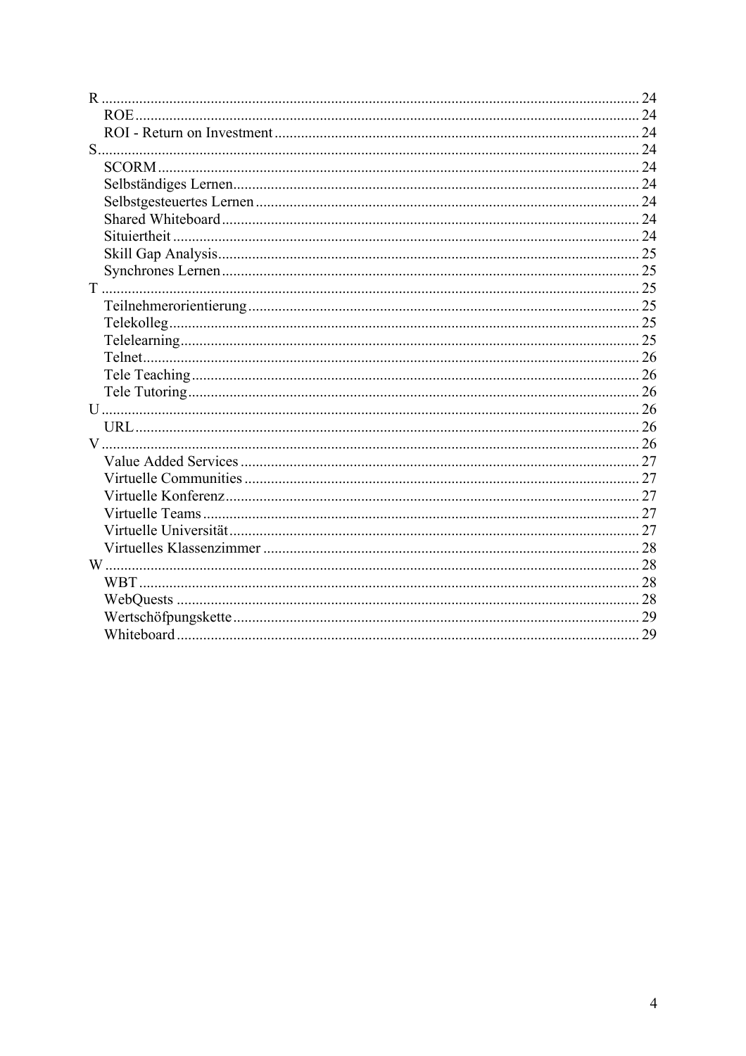R ........................................................................................................................................ 24
  ROE ................................................................................................................................ 24
  ROI - Return on Investment ................................................................................................ 24
S ........................................................................................................................................ 24
  SCORM ............................................................................................................................ 24
  Selbständiges Lernen ........................................................................................................ 24
  Selbstgesteuertes Lernen ................................................................................................... 24
  Shared Whiteboard ........................................................................................................... 24
  Situiertheit ........................................................................................................................ 24
  Skill Gap Analysis ............................................................................................................ 25
  Synchrones Lernen ........................................................................................................... 25
T ........................................................................................................................................ 25
  Teilnehmerorientierung ..................................................................................................... 25
  Telekolleg ......................................................................................................................... 25
  Telelearning ...................................................................................................................... 25
  Telnet ................................................................................................................................ 26
  Tele Teaching ................................................................................................................... 26
  Tele Tutoring .................................................................................................................... 26
U ........................................................................................................................................ 26
  URL .................................................................................................................................. 26
V ........................................................................................................................................ 26
  Value Added Services ....................................................................................................... 27
  Virtuelle Communities ...................................................................................................... 27
  Virtuelle Konferenz .......................................................................................................... 27
  Virtuelle Teams ................................................................................................................. 27
  Virtuelle Universität .......................................................................................................... 27
  Virtuelles Klassenzimmer ................................................................................................. 28
W ....................................................................................................................................... 28
  WBT ................................................................................................................................. 28
  WebQuests ....................................................................................................................... 28
  Wertschöpfungskette ......................................................................................................... 29
  Whiteboard ....................................................................................................................... 29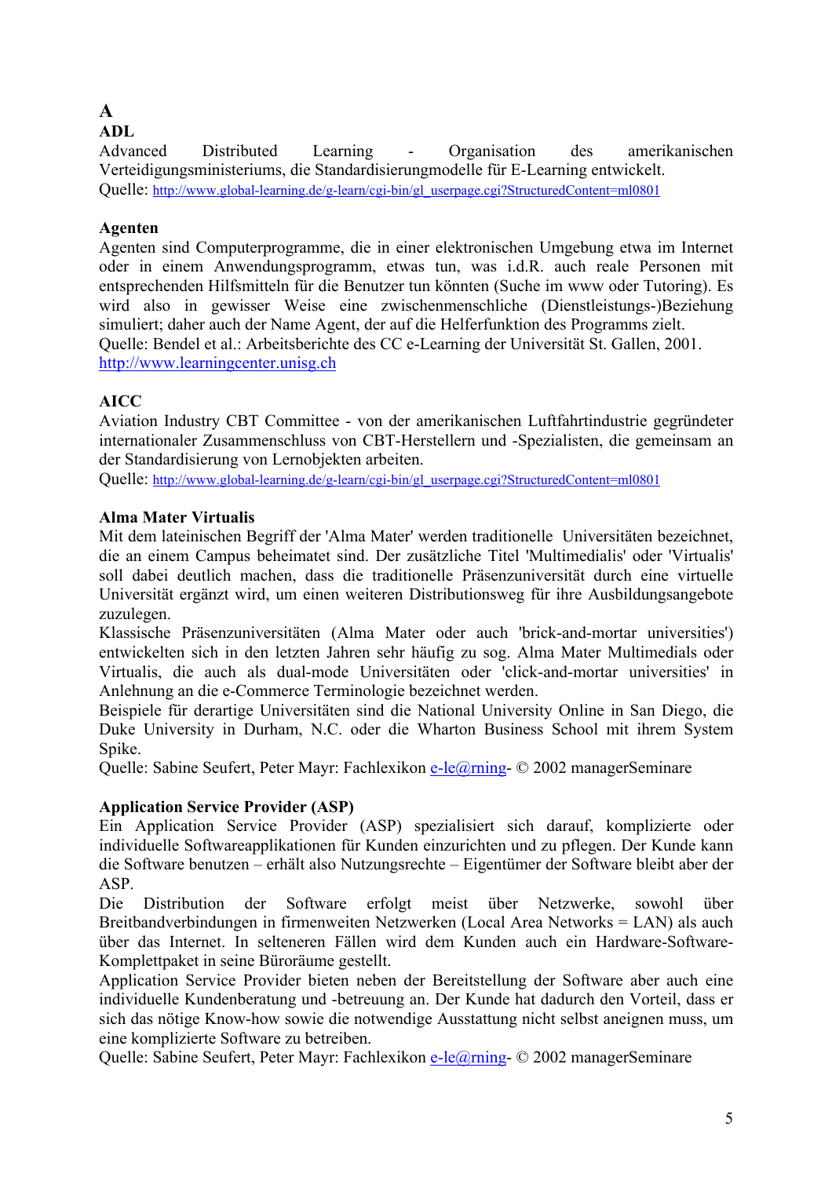# A

## ADL

Advanced Distributed Learning - Organisation des amerikanischen Verteidigungsministeriums, die Standardisierungmodelle für E-Learning entwickelt.
Quelle: http://www.global-learning.de/g-learn/cgi-bin/gl_userpage.cgi?StructuredContent=ml0801

## Agenten

Agenten sind Computerprogramme, die in einer elektronischen Umgebung etwa im Internet oder in einem Anwendungsprogramm, etwas tun, was i.d.R. auch reale Personen mit entsprechenden Hilfsmitteln für die Benutzer tun könnten (Suche im www oder Tutoring). Es wird also in gewisser Weise eine zwischenmenschliche (Dienstleistungs-)Beziehung simuliert; daher auch der Name Agent, der auf die Helferfunktion des Programms zielt.
Quelle: Bendel et al.: Arbeitsberichte des CC e-Learning der Universität St. Gallen, 2001.
http://www.learningcenter.unisg.ch

## AICC

Aviation Industry CBT Committee - von der amerikanischen Luftfahrtindustrie gegründeter internationaler Zusammenschluss von CBT-Herstellern und -Spezialisten, die gemeinsam an der Standardisierung von Lernobjekten arbeiten.
Quelle: http://www.global-learning.de/g-learn/cgi-bin/gl_userpage.cgi?StructuredContent=ml0801

## Alma Mater Virtualis

Mit dem lateinischen Begriff der 'Alma Mater' werden traditionelle Universitäten bezeichnet, die an einem Campus beheimatet sind. Der zusätzliche Titel 'Multimedialis' oder 'Virtualis' soll dabei deutlich machen, dass die traditionelle Präsenzuniversität durch eine virtuelle Universität ergänzt wird, um einen weiteren Distributionsweg für ihre Ausbildungsangebote zuzulegen.
Klassische Präsenzuniversitäten (Alma Mater oder auch 'brick-and-mortar universities') entwickelten sich in den letzten Jahren sehr häufig zu sog. Alma Mater Multimedialis oder Virtualis, die auch als dual-mode Universitäten oder 'click-and-mortar universities' in Anlehnung an die e-Commerce Terminologie bezeichnet werden.
Beispiele für derartige Universitäten sind die National University Online in San Diego, die Duke University in Durham, N.C. oder die Wharton Business School mit ihrem System Spike.
Quelle: Sabine Seufert, Peter Mayr: Fachlexikon e-le@rning- © 2002 managerSeminare

## Application Service Provider (ASP)

Ein Application Service Provider (ASP) spezialisiert sich darauf, komplizierte oder individuelle Softwareapplikationen für Kunden einzurichten und zu pflegen. Der Kunde kann die Software benutzen – erhält also Nutzungsrechte – Eigentümer der Software bleibt aber der ASP.
Die Distribution der Software erfolgt meist über Netzwerke, sowohl über Breitbandverbindungen in firmenweiten Netzwerken (Local Area Networks = LAN) als auch über das Internet. In selteneren Fällen wird dem Kunden auch ein Hardware-Software-Komplettpaket in seine Büroräume gestellt.
Application Service Provider bieten neben der Bereitstellung der Software aber auch eine individuelle Kundenberatung und -betreuung an. Der Kunde hat dadurch den Vorteil, dass er sich das nötige Know-how sowie die notwendige Ausstattung nicht selbst aneignen muss, um eine komplizierte Software zu betreiben.
Quelle: Sabine Seufert, Peter Mayr: Fachlexikon e-le@rning- © 2002 managerSeminare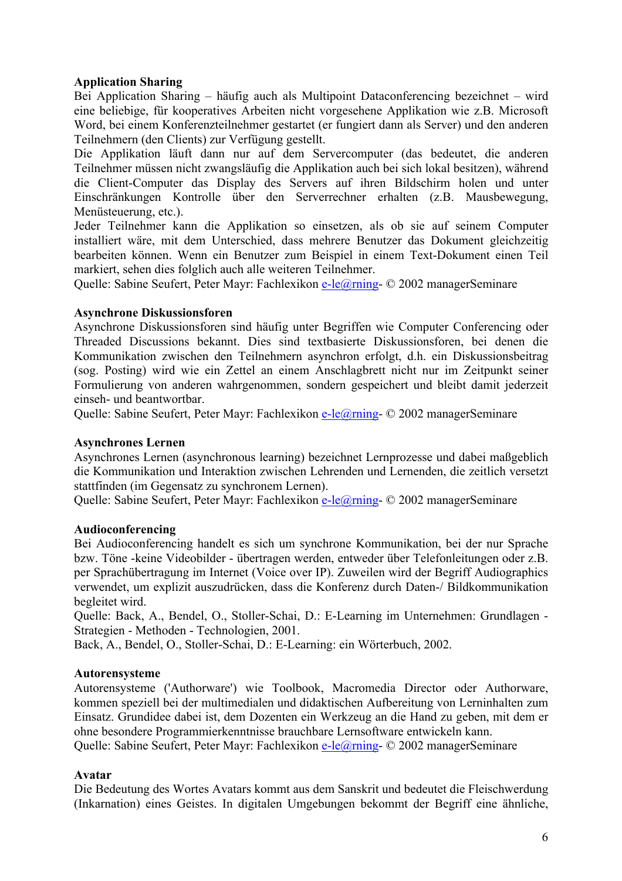**Application Sharing**
Bei Application Sharing – häufig auch als Multipoint Dataconferencing bezeichnet – wird eine beliebige, für kooperatives Arbeiten nicht vorgesehene Applikation wie z.B. Microsoft Word, bei einem Konferenzteilnehmer gestartet (er fungiert dann als Server) und den anderen Teilnehmern (den Clients) zur Verfügung gestellt.
Die Applikation läuft dann nur auf dem Servercomputer (das bedeutet, die anderen Teilnehmer müssen nicht zwangsläufig die Applikation auch bei sich lokal besitzen), während die Client-Computer das Display des Servers auf ihren Bildschirm holen und unter Einschränkungen Kontrolle über den Serverrechner erhalten (z.B. Mausbewegung, Menüsteuerung, etc.).
Jeder Teilnehmer kann die Applikation so einsetzen, als ob sie auf seinem Computer installiert wäre, mit dem Unterschied, dass mehrere Benutzer das Dokument gleichzeitig bearbeiten können. Wenn ein Benutzer zum Beispiel in einem Text-Dokument einen Teil markiert, sehen dies folglich auch alle weiteren Teilnehmer.
Quelle: Sabine Seufert, Peter Mayr: Fachlexikon e-le@rning- © 2002 managerSeminare

**Asynchrone Diskussionsforen**
Asynchrone Diskussionsforen sind häufig unter Begriffen wie Computer Conferencing oder Threaded Discussions bekannt. Dies sind textbasierte Diskussionsforen, bei denen die Kommunikation zwischen den Teilnehmern asynchron erfolgt, d.h. ein Diskussionsbeitrag (sog. Posting) wird wie ein Zettel an einem Anschlagbrett nicht nur im Zeitpunkt seiner Formulierung von anderen wahrgenommen, sondern gespeichert und bleibt damit jederzeit einseh- und beantwortbar.
Quelle: Sabine Seufert, Peter Mayr: Fachlexikon e-le@rning- © 2002 managerSeminare

**Asynchrones Lernen**
Asynchrones Lernen (asynchronous learning) bezeichnet Lernprozesse und dabei maßgeblich die Kommunikation und Interaktion zwischen Lehrenden und Lernenden, die zeitlich versetzt stattfinden (im Gegensatz zu synchronem Lernen).
Quelle: Sabine Seufert, Peter Mayr: Fachlexikon e-le@rning- © 2002 managerSeminare

**Audioconferencing**
Bei Audioconferencing handelt es sich um synchrone Kommunikation, bei der nur Sprache bzw. Töne -keine Videobilder - übertragen werden, entweder über Telefonleitungen oder z.B. per Sprachübertragung im Internet (Voice over IP). Zuweilen wird der Begriff Audiographics verwendet, um explizit auszudrücken, dass die Konferenz durch Daten-/ Bildkommunikation begleitet wird.
Quelle: Back, A., Bendel, O., Stoller-Schai, D.: E-Learning im Unternehmen: Grundlagen - Strategien - Methoden - Technologien, 2001.
Back, A., Bendel, O., Stoller-Schai, D.: E-Learning: ein Wörterbuch, 2002.

**Autorensysteme**
Autorensysteme ('Authorware') wie Toolbook, Macromedia Director oder Authorware, kommen speziell bei der multimedialen und didaktischen Aufbereitung von Lerninhalten zum Einsatz. Grundidee dabei ist, dem Dozenten ein Werkzeug an die Hand zu geben, mit dem er ohne besondere Programmierkenntnisse brauchbare Lernsoftware entwickeln kann.
Quelle: Sabine Seufert, Peter Mayr: Fachlexikon e-le@rning- © 2002 managerSeminare

**Avatar**
Die Bedeutung des Wortes Avatars kommt aus dem Sanskrit und bedeutet die Fleischwerdung (Inkarnation) eines Geistes. In digitalen Umgebungen bekommt der Begriff eine ähnliche,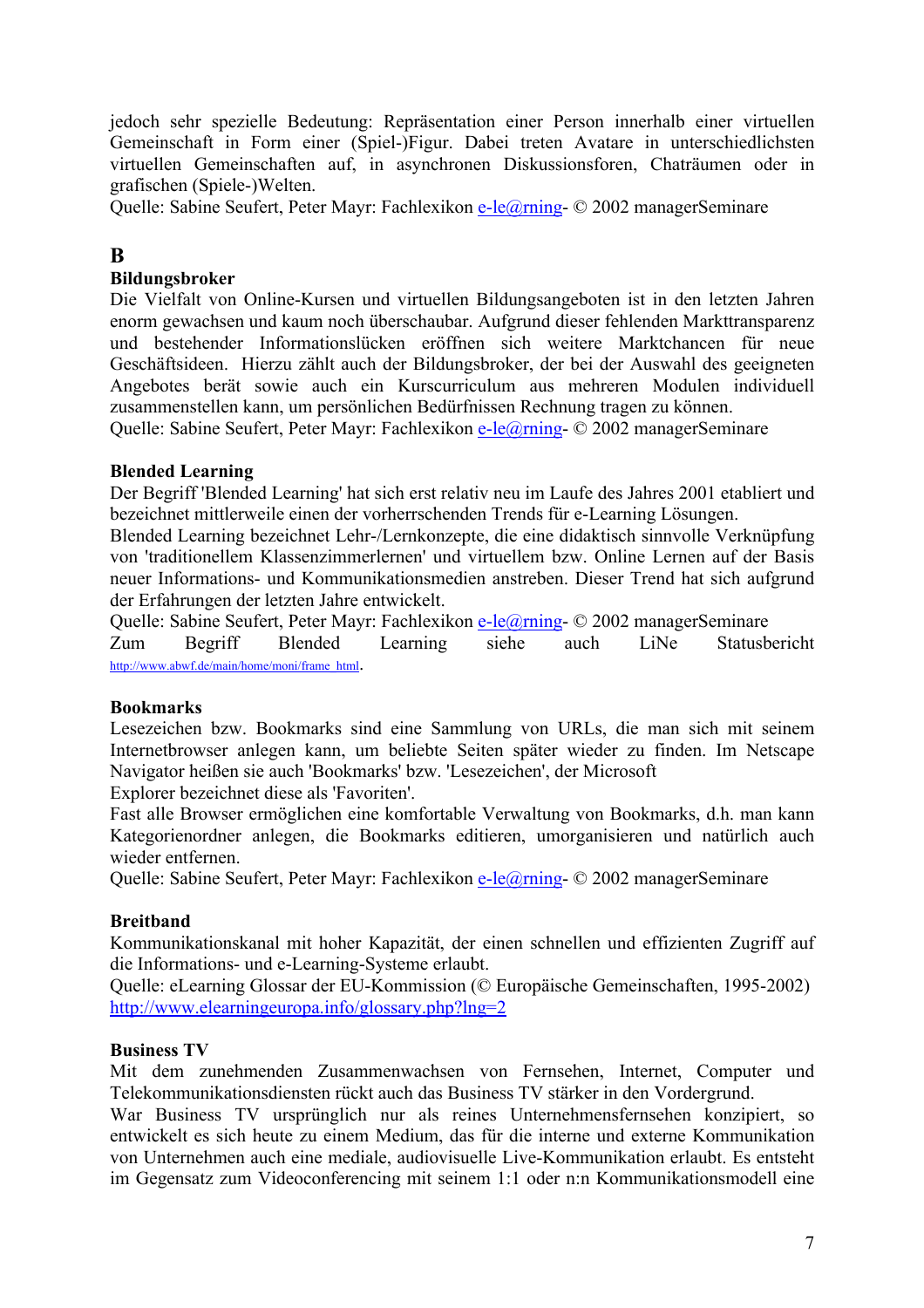jedoch sehr spezielle Bedeutung: Repräsentation einer Person innerhalb einer virtuellen Gemeinschaft in Form einer (Spiel-)Figur. Dabei treten Avatare in unterschiedlichsten virtuellen Gemeinschaften auf, in asynchronen Diskussionsforen, Chaträumen oder in grafischen (Spiele-)Welten.
Quelle: Sabine Seufert, Peter Mayr: Fachlexikon e-le@rning- © 2002 managerSeminare

## B

### Bildungsbroker

Die Vielfalt von Online-Kursen und virtuellen Bildungsangeboten ist in den letzten Jahren enorm gewachsen und kaum noch überschaubar. Aufgrund dieser fehlenden Markttransparenz und bestehender Informationslücken eröffnen sich weitere Marktchancen für neue Geschäftsideen. Hierzu zählt auch der Bildungsbroker, der bei der Auswahl des geeigneten Angebotes berät sowie auch ein Kurscurriculum aus mehreren Modulen individuell zusammenstellen kann, um persönlichen Bedürfnissen Rechnung tragen zu können.
Quelle: Sabine Seufert, Peter Mayr: Fachlexikon e-le@rning- © 2002 managerSeminare

### Blended Learning

Der Begriff 'Blended Learning' hat sich erst relativ neu im Laufe des Jahres 2001 etabliert und bezeichnet mittlerweile einen der vorherrschenden Trends für e-Learning Lösungen.
Blended Learning bezeichnet Lehr-/Lernkonzepte, die eine didaktisch sinnvolle Verknüpfung von 'traditionellem Klassenzimmerlernen' und virtuellem bzw. Online Lernen auf der Basis neuer Informations- und Kommunikationsmedien anstreben. Dieser Trend hat sich aufgrund der Erfahrungen der letzten Jahre entwickelt.
Quelle: Sabine Seufert, Peter Mayr: Fachlexikon e-le@rning- © 2002 managerSeminare
Zum Begriff Blended Learning siehe auch LiNe Statusbericht http://www.abwf.de/main/home/moni/frame_html.

### Bookmarks

Lesezeichen bzw. Bookmarks sind eine Sammlung von URLs, die man sich mit seinem Internetbrowser anlegen kann, um beliebte Seiten später wieder zu finden. Im Netscape Navigator heißen sie auch 'Bookmarks' bzw. 'Lesezeichen', der Microsoft Explorer bezeichnet diese als 'Favoriten'.
Fast alle Browser ermöglichen eine komfortable Verwaltung von Bookmarks, d.h. man kann Kategorienordner anlegen, die Bookmarks editieren, umorganisieren und natürlich auch wieder entfernen.
Quelle: Sabine Seufert, Peter Mayr: Fachlexikon e-le@rning- © 2002 managerSeminare

### Breitband

Kommunikationskanal mit hoher Kapazität, der einen schnellen und effizienten Zugriff auf die Informations- und e-Learning-Systeme erlaubt.
Quelle: eLearning Glossar der EU-Kommission (© Europäische Gemeinschaften, 1995-2002) http://www.elearningeuropa.info/glossary.php?lng=2

### Business TV

Mit dem zunehmenden Zusammenwachsen von Fernsehen, Internet, Computer und Telekommunikationsdiensten rückt auch das Business TV stärker in den Vordergrund.
War Business TV ursprünglich nur als reines Unternehmensfernsehen konzipiert, so entwickelt es sich heute zu einem Medium, das für die interne und externe Kommunikation von Unternehmen auch eine mediale, audiovisuelle Live-Kommunikation erlaubt. Es entsteht im Gegensatz zum Videoconferencing mit seinem 1:1 oder n:n Kommunikationsmodell eine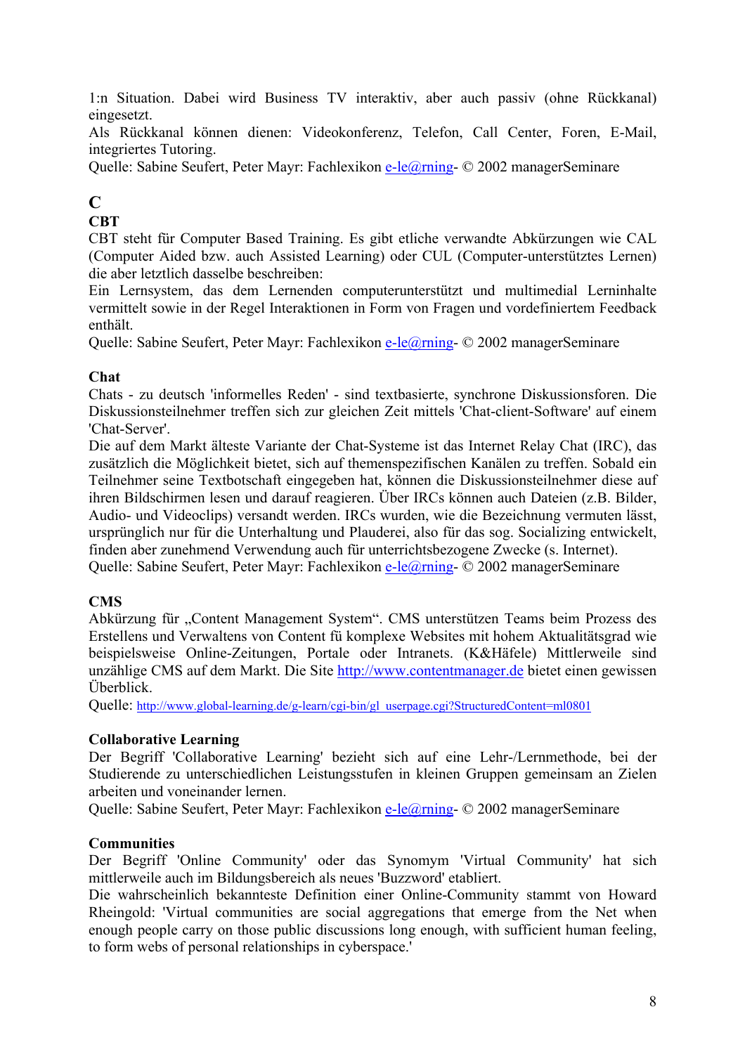1:n Situation. Dabei wird Business TV interaktiv, aber auch passiv (ohne Rückkanal) eingesetzt.
Als Rückkanal können dienen: Videokonferenz, Telefon, Call Center, Foren, E-Mail, integriertes Tutoring.
Quelle: Sabine Seufert, Peter Mayr: Fachlexikon e-le@rning- © 2002 managerSeminare

# C

### CBT

CBT steht für Computer Based Training. Es gibt etliche verwandte Abkürzungen wie CAL (Computer Aided bzw. auch Assisted Learning) oder CUL (Computer-unterstütztes Lernen) die aber letztlich dasselbe beschreiben:
Ein Lernsystem, das dem Lernenden computerunterstützt und multimedial Lerninhalte vermittelt sowie in der Regel Interaktionen in Form von Fragen und vordefiniertem Feedback enthält.
Quelle: Sabine Seufert, Peter Mayr: Fachlexikon e-le@rning- © 2002 managerSeminare

### Chat

Chats - zu deutsch 'informelles Reden' - sind textbasierte, synchrone Diskussionsforen. Die Diskussionsteilnehmer treffen sich zur gleichen Zeit mittels 'Chat-client-Software' auf einem 'Chat-Server'.
Die auf dem Markt älteste Variante der Chat-Systeme ist das Internet Relay Chat (IRC), das zusätzlich die Möglichkeit bietet, sich auf themenspezifischen Kanälen zu treffen. Sobald ein Teilnehmer seine Textbotschaft eingegeben hat, können die Diskussionsteilnehmer diese auf ihren Bildschirmen lesen und darauf reagieren. Über IRCs können auch Dateien (z.B. Bilder, Audio- und Videoclips) versandt werden. IRCs wurden, wie die Bezeichnung vermuten lässt, ursprünglich nur für die Unterhaltung und Plauderei, also für das sog. Socializing entwickelt, finden aber zunehmend Verwendung auch für unterrichtsbezogene Zwecke (s. Internet).
Quelle: Sabine Seufert, Peter Mayr: Fachlexikon e-le@rning- © 2002 managerSeminare

### CMS

Abkürzung für „Content Management System". CMS unterstützen Teams beim Prozess des Erstellens und Verwaltens von Content fü komplexe Websites mit hohem Aktualitätsgrad wie beispielsweise Online-Zeitungen, Portale oder Intranets. (K&Häfele) Mittlerweile sind unzählige CMS auf dem Markt. Die Site http://www.contentmanager.de bietet einen gewissen Überblick.
Quelle: http://www.global-learning.de/g-learn/cgi-bin/gl_userpage.cgi?StructuredContent=ml0801

### Collaborative Learning

Der Begriff 'Collaborative Learning' bezieht sich auf eine Lehr-/Lernmethode, bei der Studierende zu unterschiedlichen Leistungsstufen in kleinen Gruppen gemeinsam an Zielen arbeiten und voneinander lernen.
Quelle: Sabine Seufert, Peter Mayr: Fachlexikon e-le@rning- © 2002 managerSeminare

### Communities

Der Begriff 'Online Community' oder das Synomym 'Virtual Community' hat sich mittlerweile auch im Bildungsbereich als neues 'Buzzword' etabliert.
Die wahrscheinlich bekannteste Definition einer Online-Community stammt von Howard Rheingold: 'Virtual communities are social aggregations that emerge from the Net when enough people carry on those public discussions long enough, with sufficient human feeling, to form webs of personal relationships in cyberspace.'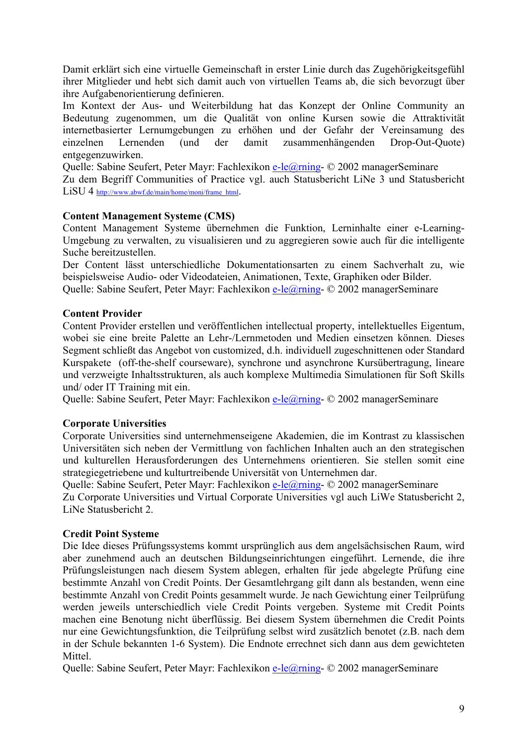Damit erklärt sich eine virtuelle Gemeinschaft in erster Linie durch das Zugehörigkeitsgefühl ihrer Mitglieder und hebt sich damit auch von virtuellen Teams ab, die sich bevorzugt über ihre Aufgabenorientierung definieren.
Im Kontext der Aus- und Weiterbildung hat das Konzept der Online Community an Bedeutung zugenommen, um die Qualität von online Kursen sowie die Attraktivität internetbasierter Lernumgebungen zu erhöhen und der Gefahr der Vereinsamung des einzelnen Lernenden (und der damit zusammenhängenden Drop-Out-Quote) entgegenzuwirken.
Quelle: Sabine Seufert, Peter Mayr: Fachlexikon e-le@rning- © 2002 managerSeminare
Zu dem Begriff Communities of Practice vgl. auch Statusbericht LiNe 3 und Statusbericht LiSU 4 http://www.abwf.de/main/home/moni/frame_html.

**Content Management Systeme (CMS)**
Content Management Systeme übernehmen die Funktion, Lerninhalte einer e-Learning-Umgebung zu verwalten, zu visualisieren und zu aggregieren sowie auch für die intelligente Suche bereitzustellen.
Der Content lässt unterschiedliche Dokumentationsarten zu einem Sachverhalt zu, wie beispielsweise Audio- oder Videodateien, Animationen, Texte, Graphiken oder Bilder.
Quelle: Sabine Seufert, Peter Mayr: Fachlexikon e-le@rning- © 2002 managerSeminare

**Content Provider**
Content Provider erstellen und veröffentlichen intellectual property, intellektuelles Eigentum, wobei sie eine breite Palette an Lehr-/Lernmetoden und Medien einsetzen können. Dieses Segment schließt das Angebot von customized, d.h. individuell zugeschnittenen oder Standard Kurspakete (off-the-shelf courseware), synchrone und asynchrone Kursübertragung, lineare und verzweigte Inhaltsstrukturen, als auch komplexe Multimedia Simulationen für Soft Skills und/ oder IT Training mit ein.
Quelle: Sabine Seufert, Peter Mayr: Fachlexikon e-le@rning- © 2002 managerSeminare

**Corporate Universities**
Corporate Universities sind unternehmenseigene Akademien, die im Kontrast zu klassischen Universitäten sich neben der Vermittlung von fachlichen Inhalten auch an den strategischen und kulturellen Herausforderungen des Unternehmens orientieren. Sie stellen somit eine strategiegetriebene und kulturtreibende Universität von Unternehmen dar.
Quelle: Sabine Seufert, Peter Mayr: Fachlexikon e-le@rning- © 2002 managerSeminare
Zu Corporate Universities und Virtual Corporate Universities vgl auch LiWe Statusbericht 2, LiNe Statusbericht 2.

**Credit Point Systeme**
Die Idee dieses Prüfungssystems kommt ursprünglich aus dem angelsächsischen Raum, wird aber zunehmend auch an deutschen Bildungseinrichtungen eingeführt. Lernende, die ihre Prüfungsleistungen nach diesem System ablegen, erhalten für jede abgelegte Prüfung eine bestimmte Anzahl von Credit Points. Der Gesamtlehrgang gilt dann als bestanden, wenn eine bestimmte Anzahl von Credit Points gesammelt wurde. Je nach Gewichtung einer Teilprüfung werden jeweils unterschiedlich viele Credit Points vergeben. Systeme mit Credit Points machen eine Benotung nicht überflüssig. Bei diesem System übernehmen die Credit Points nur eine Gewichtungsfunktion, die Teilprüfung selbst wird zusätzlich benotet (z.B. nach dem in der Schule bekannten 1-6 System). Die Endnote errechnet sich dann aus dem gewichteten Mittel.
Quelle: Sabine Seufert, Peter Mayr: Fachlexikon e-le@rning- © 2002 managerSeminare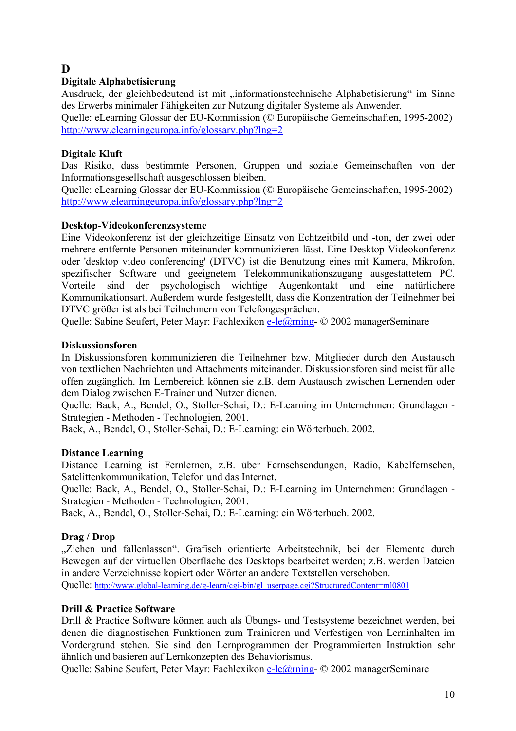## D

### Digitale Alphabetisierung

Ausdruck, der gleichbedeutend ist mit „informationstechnische Alphabetisierung" im Sinne des Erwerbs minimaler Fähigkeiten zur Nutzung digitaler Systeme als Anwender.
Quelle: eLearning Glossar der EU-Kommission (© Europäische Gemeinschaften, 1995-2002) http://www.elearningeuropa.info/glossary.php?lng=2

### Digitale Kluft

Das Risiko, dass bestimmte Personen, Gruppen und soziale Gemeinschaften von der Informationsgesellschaft ausgeschlossen bleiben.
Quelle: eLearning Glossar der EU-Kommission (© Europäische Gemeinschaften, 1995-2002) http://www.elearningeuropa.info/glossary.php?lng=2

### Desktop-Videokonferenzsysteme

Eine Videokonferenz ist der gleichzeitige Einsatz von Echtzeitbild und -ton, der zwei oder mehrere entfernte Personen miteinander kommunizieren lässt. Eine Desktop-Videokonferenz oder 'desktop video conferencing' (DTVC) ist die Benutzung eines mit Kamera, Mikrofon, spezifischer Software und geeignetem Telekommunikationszugang ausgestattetem PC. Vorteile sind der psychologisch wichtige Augenkontakt und eine natürlichere Kommunikationsart. Außerdem wurde festgestellt, dass die Konzentration der Teilnehmer bei DTVC größer ist als bei Teilnehmern von Telefongesprächen.
Quelle: Sabine Seufert, Peter Mayr: Fachlexikon e-le@rning- © 2002 managerSeminare

### Diskussionsforen

In Diskussionsforen kommunizieren die Teilnehmer bzw. Mitglieder durch den Austausch von textlichen Nachrichten und Attachments miteinander. Diskussionsforen sind meist für alle offen zugänglich. Im Lernbereich können sie z.B. dem Austausch zwischen Lernenden oder dem Dialog zwischen E-Trainer und Nutzer dienen.
Quelle: Back, A., Bendel, O., Stoller-Schai, D.: E-Learning im Unternehmen: Grundlagen - Strategien - Methoden - Technologien, 2001.
Back, A., Bendel, O., Stoller-Schai, D.: E-Learning: ein Wörterbuch. 2002.

### Distance Learning

Distance Learning ist Fernlernen, z.B. über Fernsehsendungen, Radio, Kabelfernsehen, Satelittenkommunikation, Telefon und das Internet.
Quelle: Back, A., Bendel, O., Stoller-Schai, D.: E-Learning im Unternehmen: Grundlagen - Strategien - Methoden - Technologien, 2001.
Back, A., Bendel, O., Stoller-Schai, D.: E-Learning: ein Wörterbuch. 2002.

### Drag / Drop

„Ziehen und fallenlassen". Grafisch orientierte Arbeitstechnik, bei der Elemente durch Bewegen auf der virtuellen Oberfläche des Desktops bearbeitet werden; z.B. werden Dateien in andere Verzeichnisse kopiert oder Wörter an andere Textstellen verschoben.
Quelle: http://www.global-learning.de/g-learn/cgi-bin/gl_userpage.cgi?StructuredContent=ml0801

### Drill & Practice Software

Drill & Practice Software können auch als Übungs- und Testsysteme bezeichnet werden, bei denen die diagnostischen Funktionen zum Trainieren und Verfestigen von Lerninhalten im Vordergrund stehen. Sie sind den Lernprogrammen der Programmierten Instruktion sehr ähnlich und basieren auf Lernkonzepten des Behaviorismus.
Quelle: Sabine Seufert, Peter Mayr: Fachlexikon e-le@rning- © 2002 managerSeminare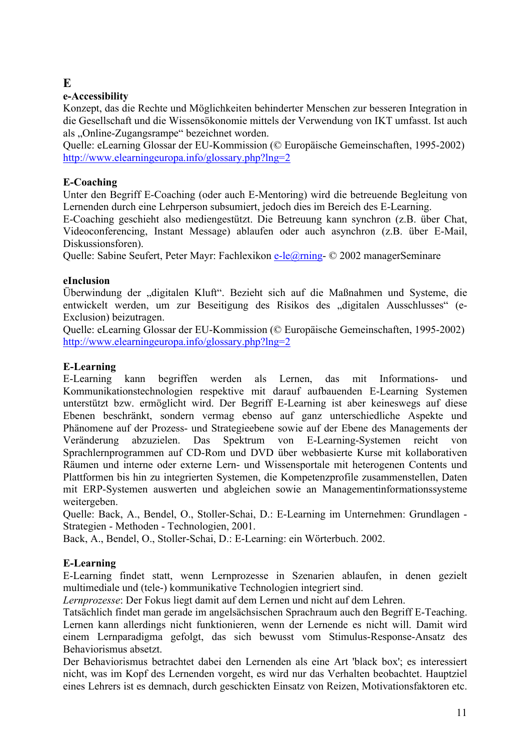# E

### e-Accessibility

Konzept, das die Rechte und Möglichkeiten behinderter Menschen zur besseren Integration in die Gesellschaft und die Wissensökonomie mittels der Verwendung von IKT umfasst. Ist auch als „Online-Zugangsrampe" bezeichnet worden.
Quelle: eLearning Glossar der EU-Kommission (© Europäische Gemeinschaften, 1995-2002)
http://www.elearningeuropa.info/glossary.php?lng=2

### E-Coaching

Unter den Begriff E-Coaching (oder auch E-Mentoring) wird die betreuende Begleitung von Lernenden durch eine Lehrperson subsumiert, jedoch dies im Bereich des E-Learning.
E-Coaching geschieht also mediengestützt. Die Betreuung kann synchron (z.B. über Chat, Videoconferencing, Instant Message) ablaufen oder auch asynchron (z.B. über E-Mail, Diskussionsforen).
Quelle: Sabine Seufert, Peter Mayr: Fachlexikon e-le@rning- © 2002 managerSeminare

### eInclusion

Überwindung der „digitalen Kluft". Bezieht sich auf die Maßnahmen und Systeme, die entwickelt werden, um zur Beseitigung des Risikos des „digitalen Ausschlusses" (e-Exclusion) beizutragen.
Quelle: eLearning Glossar der EU-Kommission (© Europäische Gemeinschaften, 1995-2002)
http://www.elearningeuropa.info/glossary.php?lng=2

### E-Learning

E-Learning kann begriffen werden als Lernen, das mit Informations- und Kommunikationstechnologien respektive mit darauf aufbauenden E-Learning Systemen unterstützt bzw. ermöglicht wird. Der Begriff E-Learning ist aber keineswegs auf diese Ebenen beschränkt, sondern vermag ebenso auf ganz unterschiedliche Aspekte und Phänomene auf der Prozess- und Strategieebene sowie auf der Ebene des Managements der Veränderung abzuzielen. Das Spektrum von E-Learning-Systemen reicht von Sprachlernprogrammen auf CD-Rom und DVD über webbasierte Kurse mit kollaborativen Räumen und interne oder externe Lern- und Wissensportale mit heterogenen Contents und Plattformen bis hin zu integrierten Systemen, die Kompetenzprofile zusammenstellen, Daten mit ERP-Systemen auswerten und abgleichen sowie an Managementinformationssysteme weitergeben.
Quelle: Back, A., Bendel, O., Stoller-Schai, D.: E-Learning im Unternehmen: Grundlagen - Strategien - Methoden - Technologien, 2001.
Back, A., Bendel, O., Stoller-Schai, D.: E-Learning: ein Wörterbuch. 2002.

### E-Learning

E-Learning findet statt, wenn Lernprozesse in Szenarien ablaufen, in denen gezielt multimediale und (tele-) kommunikative Technologien integriert sind.
*Lernprozesse*: Der Fokus liegt damit auf dem Lernen und nicht auf dem Lehren.
Tatsächlich findet man gerade im angelsächsischen Sprachraum auch den Begriff E-Teaching. Lernen kann allerdings nicht funktionieren, wenn der Lernende es nicht will. Damit wird einem Lernparadigma gefolgt, das sich bewusst vom Stimulus-Response-Ansatz des Behaviorismus absetzt.
Der Behaviorismus betrachtet dabei den Lernenden als eine Art 'black box'; es interessiert nicht, was im Kopf des Lernenden vorgeht, es wird nur das Verhalten beobachtet. Hauptziel eines Lehrers ist es demnach, durch geschickten Einsatz von Reizen, Motivationsfaktoren etc.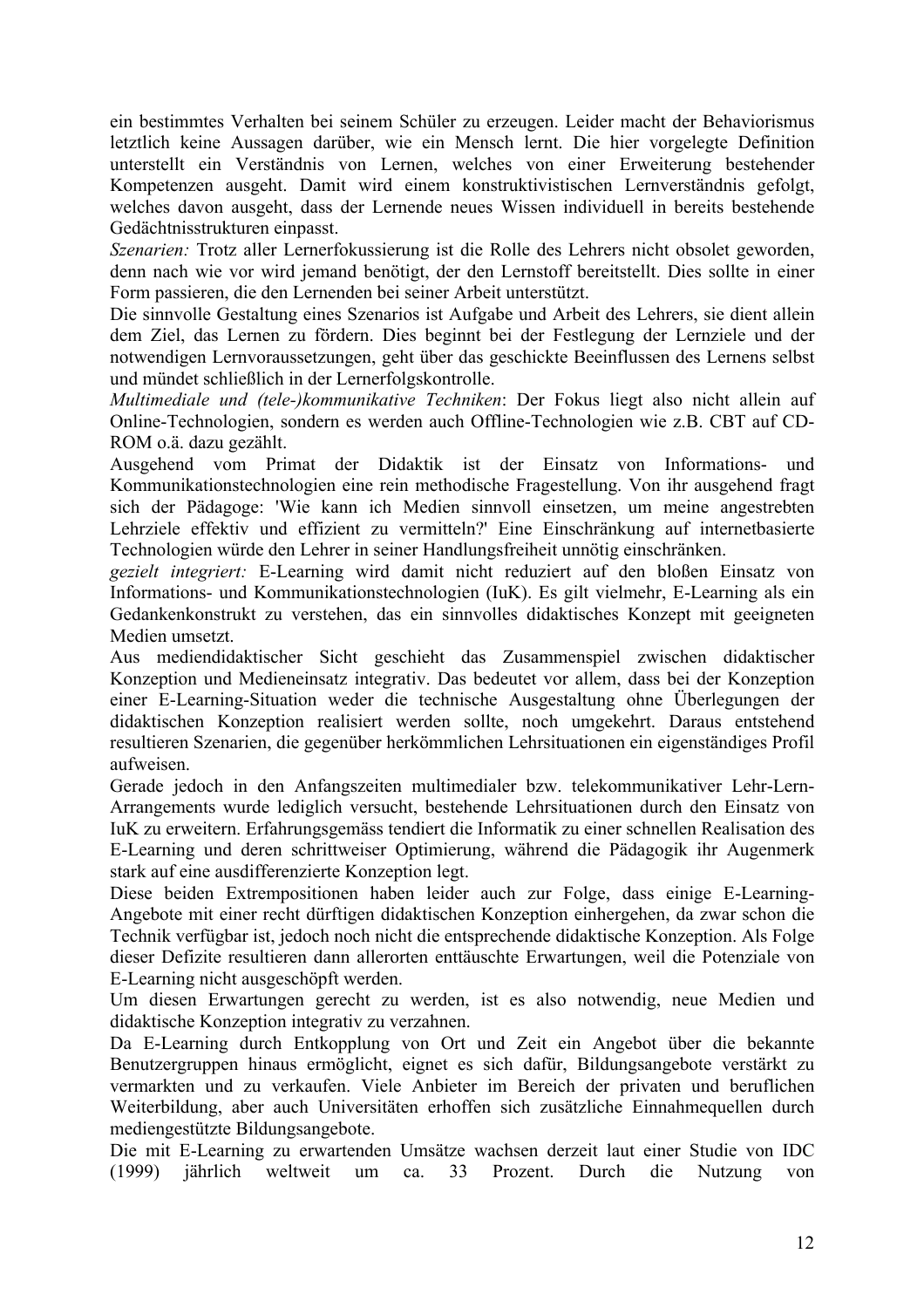ein bestimmtes Verhalten bei seinem Schüler zu erzeugen. Leider macht der Behaviorismus letztlich keine Aussagen darüber, wie ein Mensch lernt. Die hier vorgelegte Definition unterstellt ein Verständnis von Lernen, welches von einer Erweiterung bestehender Kompetenzen ausgeht. Damit wird einem konstruktivistischen Lernverständnis gefolgt, welches davon ausgeht, dass der Lernende neues Wissen individuell in bereits bestehende Gedächtnisstrukturen einpasst.

*Szenarien:* Trotz aller Lernerfokussierung ist die Rolle des Lehrers nicht obsolet geworden, denn nach wie vor wird jemand benötigt, der den Lernstoff bereitstellt. Dies sollte in einer Form passieren, die den Lernenden bei seiner Arbeit unterstützt.

Die sinnvolle Gestaltung eines Szenarios ist Aufgabe und Arbeit des Lehrers, sie dient allein dem Ziel, das Lernen zu fördern. Dies beginnt bei der Festlegung der Lernziele und der notwendigen Lernvoraussetzungen, geht über das geschickte Beeinflussen des Lernens selbst und mündet schließlich in der Lernerfolgskontrolle.

*Multimediale und (tele-)kommunikative Techniken*: Der Fokus liegt also nicht allein auf Online-Technologien, sondern es werden auch Offline-Technologien wie z.B. CBT auf CD-ROM o.ä. dazu gezählt.

Ausgehend vom Primat der Didaktik ist der Einsatz von Informations- und Kommunikationstechnologien eine rein methodische Fragestellung. Von ihr ausgehend fragt sich der Pädagoge: 'Wie kann ich Medien sinnvoll einsetzen, um meine angestrebten Lehrziele effektiv und effizient zu vermitteln?' Eine Einschränkung auf internetbasierte Technologien würde den Lehrer in seiner Handlungsfreiheit unnötig einschränken.

*gezielt integriert:* E-Learning wird damit nicht reduziert auf den bloßen Einsatz von Informations- und Kommunikationstechnologien (IuK). Es gilt vielmehr, E-Learning als ein Gedankenkonstrukt zu verstehen, das ein sinnvolles didaktisches Konzept mit geeigneten Medien umsetzt.

Aus mediendidaktischer Sicht geschieht das Zusammenspiel zwischen didaktischer Konzeption und Medieneinsatz integrativ. Das bedeutet vor allem, dass bei der Konzeption einer E-Learning-Situation weder die technische Ausgestaltung ohne Überlegungen der didaktischen Konzeption realisiert werden sollte, noch umgekehrt. Daraus entstehend resultieren Szenarien, die gegenüber herkömmlichen Lehrsituationen ein eigenständiges Profil aufweisen.

Gerade jedoch in den Anfangszeiten multimedialer bzw. telekommunikativer Lehr-Lern-Arrangements wurde lediglich versucht, bestehende Lehrsituationen durch den Einsatz von IuK zu erweitern. Erfahrungsgemäss tendiert die Informatik zu einer schnellen Realisation des E-Learning und deren schrittweiser Optimierung, während die Pädagogik ihr Augenmerk stark auf eine ausdifferenzierte Konzeption legt.

Diese beiden Extrempositionen haben leider auch zur Folge, dass einige E-Learning-Angebote mit einer recht dürftigen didaktischen Konzeption einhergehen, da zwar schon die Technik verfügbar ist, jedoch noch nicht die entsprechende didaktische Konzeption. Als Folge dieser Defizite resultieren dann allerorten enttäuschte Erwartungen, weil die Potenziale von E-Learning nicht ausgeschöpft werden.

Um diesen Erwartungen gerecht zu werden, ist es also notwendig, neue Medien und didaktische Konzeption integrativ zu verzahnen.

Da E-Learning durch Entkopplung von Ort und Zeit ein Angebot über die bekannte Benutzergruppen hinaus ermöglicht, eignet es sich dafür, Bildungsangebote verstärkt zu vermarkten und zu verkaufen. Viele Anbieter im Bereich der privaten und beruflichen Weiterbildung, aber auch Universitäten erhoffen sich zusätzliche Einnahmequellen durch mediengestützte Bildungsangebote.

Die mit E-Learning zu erwartenden Umsätze wachsen derzeit laut einer Studie von IDC (1999) jährlich weltweit um ca. 33 Prozent. Durch die Nutzung von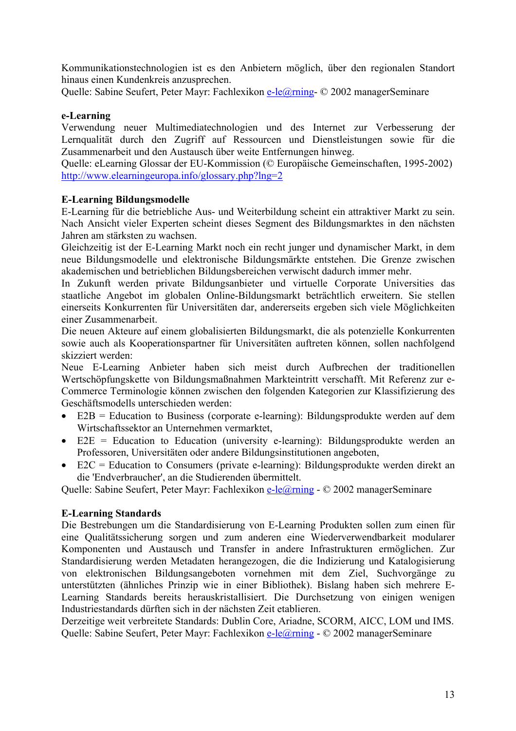Kommunikationstechnologien ist es den Anbietern möglich, über den regionalen Standort hinaus einen Kundenkreis anzusprechen.
Quelle: Sabine Seufert, Peter Mayr: Fachlexikon e-le@rning- © 2002 managerSeminare

**e-Learning**
Verwendung neuer Multimediatechnologien und des Internet zur Verbesserung der Lernqualität durch den Zugriff auf Ressourcen und Dienstleistungen sowie für die Zusammenarbeit und den Austausch über weite Entfernungen hinweg.
Quelle: eLearning Glossar der EU-Kommission (© Europäische Gemeinschaften, 1995-2002) http://www.elearningeuropa.info/glossary.php?lng=2

**E-Learning Bildungsmodelle**
E-Learning für die betriebliche Aus- und Weiterbildung scheint ein attraktiver Markt zu sein. Nach Ansicht vieler Experten scheint dieses Segment des Bildungsmarktes in den nächsten Jahren am stärksten zu wachsen.
Gleichzeitig ist der E-Learning Markt noch ein recht junger und dynamischer Markt, in dem neue Bildungsmodelle und elektronische Bildungsmärkte entstehen. Die Grenze zwischen akademischen und betrieblichen Bildungsbereichen verwischt dadurch immer mehr.
In Zukunft werden private Bildungsanbieter und virtuelle Corporate Universities das staatliche Angebot im globalen Online-Bildungsmarkt beträchtlich erweitern. Sie stellen einerseits Konkurrenten für Universitäten dar, andererseits ergeben sich viele Möglichkeiten einer Zusammenarbeit.
Die neuen Akteure auf einem globalisierten Bildungsmarkt, die als potenzielle Konkurrenten sowie auch als Kooperationspartner für Universitäten auftreten können, sollen nachfolgend skizziert werden:
Neue E-Learning Anbieter haben sich meist durch Aufbrechen der traditionellen Wertschöpfungskette von Bildungsmaßnahmen Markteintritt verschafft. Mit Referenz zur e-Commerce Terminologie können zwischen den folgenden Kategorien zur Klassifizierung des Geschäftsmodells unterschieden werden:

- E2B = Education to Business (corporate e-learning): Bildungsprodukte werden auf dem Wirtschaftssektor an Unternehmen vermarktet,
- E2E = Education to Education (university e-learning): Bildungsprodukte werden an Professoren, Universitäten oder andere Bildungsinstitutionen angeboten,
- E2C = Education to Consumers (private e-learning): Bildungsprodukte werden direkt an die 'Endverbraucher', an die Studierenden übermittelt.

Quelle: Sabine Seufert, Peter Mayr: Fachlexikon e-le@rning - © 2002 managerSeminare

**E-Learning Standards**
Die Bestrebungen um die Standardisierung von E-Learning Produkten sollen zum einen für eine Qualitätssicherung sorgen und zum anderen eine Wiederverwendbarkeit modularer Komponenten und Austausch und Transfer in andere Infrastrukturen ermöglichen. Zur Standardisierung werden Metadaten herangezogen, die die Indizierung und Katalogisierung von elektronischen Bildungsangeboten vornehmen mit dem Ziel, Suchvorgänge zu unterstützten (ähnliches Prinzip wie in einer Bibliothek). Bislang haben sich mehrere E-Learning Standards bereits herauskristallisiert. Die Durchsetzung von einigen wenigen Industriestandards dürften sich in der nächsten Zeit etablieren.
Derzeitige weit verbreitete Standards: Dublin Core, Ariadne, SCORM, AICC, LOM und IMS.
Quelle: Sabine Seufert, Peter Mayr: Fachlexikon e-le@rning - © 2002 managerSeminare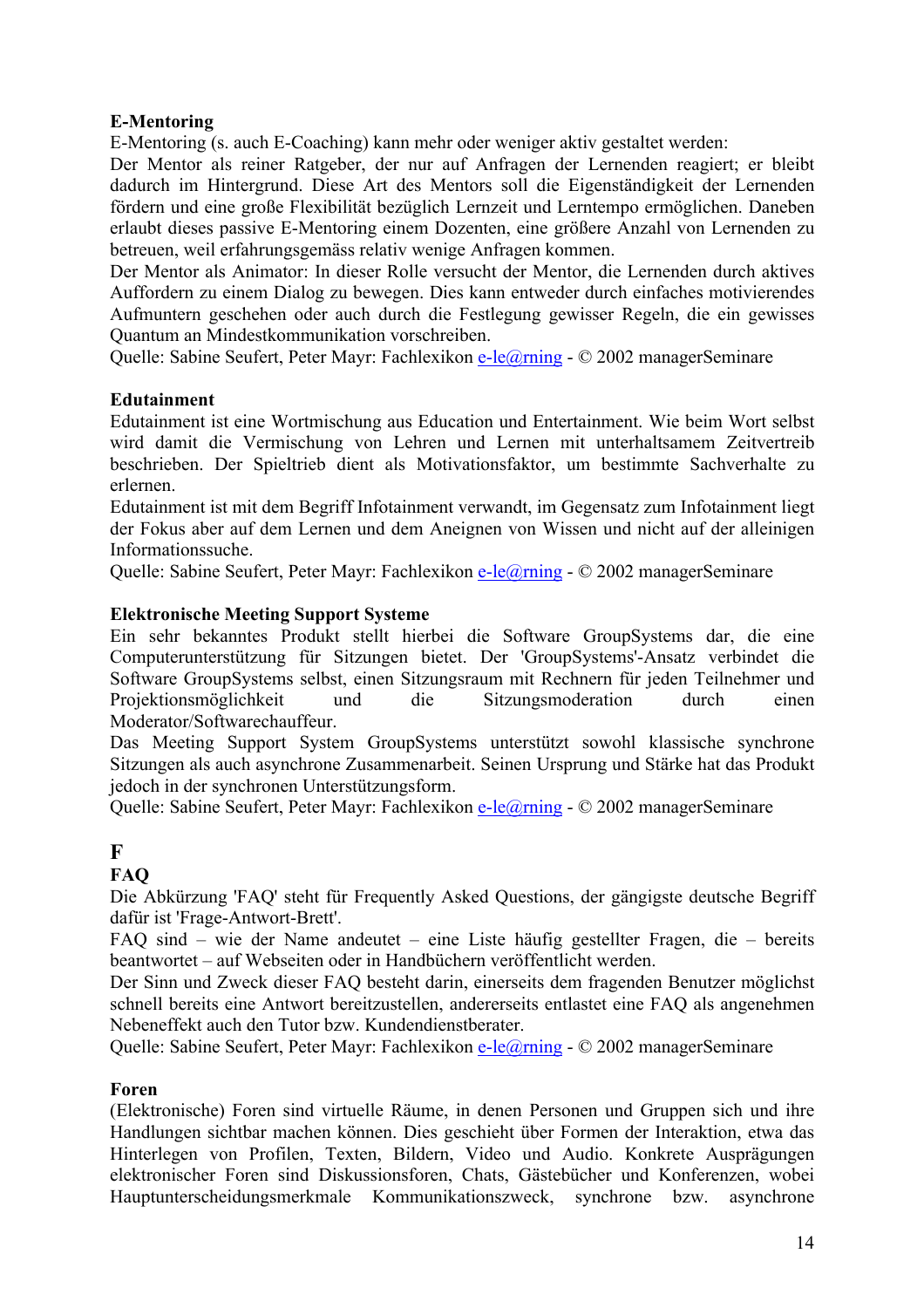**E-Mentoring**

E-Mentoring (s. auch E-Coaching) kann mehr oder weniger aktiv gestaltet werden:

Der Mentor als reiner Ratgeber, der nur auf Anfragen der Lernenden reagiert; er bleibt dadurch im Hintergrund. Diese Art des Mentors soll die Eigenständigkeit der Lernenden fördern und eine große Flexibilität bezüglich Lernzeit und Lerntempo ermöglichen. Daneben erlaubt dieses passive E-Mentoring einem Dozenten, eine größere Anzahl von Lernenden zu betreuen, weil erfahrungsgemäss relativ wenige Anfragen kommen.

Der Mentor als Animator: In dieser Rolle versucht der Mentor, die Lernenden durch aktives Auffordern zu einem Dialog zu bewegen. Dies kann entweder durch einfaches motivierendes Aufmuntern geschehen oder auch durch die Festlegung gewisser Regeln, die ein gewisses Quantum an Mindestkommunikation vorschreiben.

Quelle: Sabine Seufert, Peter Mayr: Fachlexikon e-le@rning - © 2002 managerSeminare

**Edutainment**

Edutainment ist eine Wortmischung aus Education und Entertainment. Wie beim Wort selbst wird damit die Vermischung von Lehren und Lernen mit unterhaltsamem Zeitvertreib beschrieben. Der Spieltrieb dient als Motivationsfaktor, um bestimmte Sachverhalte zu erlernen.

Edutainment ist mit dem Begriff Infotainment verwandt, im Gegensatz zum Infotainment liegt der Fokus aber auf dem Lernen und dem Aneignen von Wissen und nicht auf der alleinigen Informationssuche.

Quelle: Sabine Seufert, Peter Mayr: Fachlexikon e-le@rning - © 2002 managerSeminare

**Elektronische Meeting Support Systeme**

Ein sehr bekanntes Produkt stellt hierbei die Software GroupSystems dar, die eine Computerunterstützung für Sitzungen bietet. Der 'GroupSystems'-Ansatz verbindet die Software GroupSystems selbst, einen Sitzungsraum mit Rechnern für jeden Teilnehmer und Projektionsmöglichkeit und die Sitzungsmoderation durch einen Moderator/Softwarechauffeur.

Das Meeting Support System GroupSystems unterstützt sowohl klassische synchrone Sitzungen als auch asynchrone Zusammenarbeit. Seinen Ursprung und Stärke hat das Produkt jedoch in der synchronen Unterstützungsform.

Quelle: Sabine Seufert, Peter Mayr: Fachlexikon e-le@rning - © 2002 managerSeminare

**F**

**FAQ**

Die Abkürzung 'FAQ' steht für Frequently Asked Questions, der gängigste deutsche Begriff dafür ist 'Frage-Antwort-Brett'.

FAQ sind – wie der Name andeutet – eine Liste häufig gestellter Fragen, die – bereits beantwortet – auf Webseiten oder in Handbüchern veröffentlicht werden.

Der Sinn und Zweck dieser FAQ besteht darin, einerseits dem fragenden Benutzer möglichst schnell bereits eine Antwort bereitzustellen, andererseits entlastet eine FAQ als angenehmen Nebeneffekt auch den Tutor bzw. Kundendienstberater.

Quelle: Sabine Seufert, Peter Mayr: Fachlexikon e-le@rning - © 2002 managerSeminare

**Foren**

(Elektronische) Foren sind virtuelle Räume, in denen Personen und Gruppen sich und ihre Handlungen sichtbar machen können. Dies geschieht über Formen der Interaktion, etwa das Hinterlegen von Profilen, Texten, Bildern, Video und Audio. Konkrete Ausprägungen elektronischer Foren sind Diskussionsforen, Chats, Gästebücher und Konferenzen, wobei Hauptunterscheidungsmerkmale Kommunikationszweck, synchrone bzw. asynchrone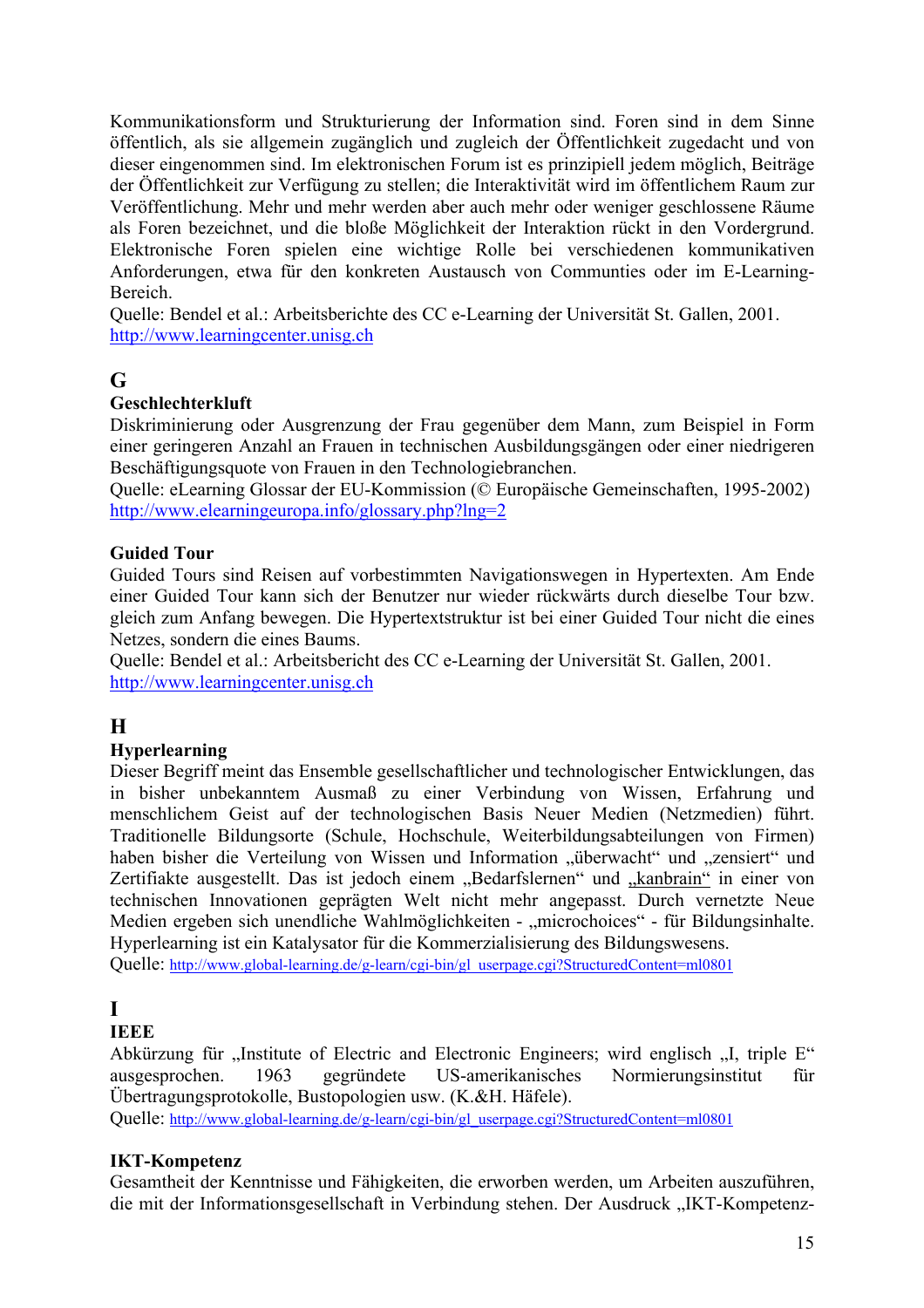Kommunikationsform und Strukturierung der Information sind. Foren sind in dem Sinne öffentlich, als sie allgemein zugänglich und zugleich der Öffentlichkeit zugedacht und von dieser eingenommen sind. Im elektronischen Forum ist es prinzipiell jedem möglich, Beiträge der Öffentlichkeit zur Verfügung zu stellen; die Interaktivität wird im öffentlichem Raum zur Veröffentlichung. Mehr und mehr werden aber auch mehr oder weniger geschlossene Räume als Foren bezeichnet, und die bloße Möglichkeit der Interaktion rückt in den Vordergrund. Elektronische Foren spielen eine wichtige Rolle bei verschiedenen kommunikativen Anforderungen, etwa für den konkreten Austausch von Communties oder im E-Learning-Bereich.
Quelle: Bendel et al.: Arbeitsberichte des CC e-Learning der Universität St. Gallen, 2001.
http://www.learningcenter.unisg.ch

## G

**Geschlechterkluft**
Diskriminierung oder Ausgrenzung der Frau gegenüber dem Mann, zum Beispiel in Form einer geringeren Anzahl an Frauen in technischen Ausbildungsgängen oder einer niedrigeren Beschäftigungsquote von Frauen in den Technologiebranchen.
Quelle: eLearning Glossar der EU-Kommission (© Europäische Gemeinschaften, 1995-2002)
http://www.elearningeuropa.info/glossary.php?lng=2

**Guided Tour**
Guided Tours sind Reisen auf vorbestimmten Navigationswegen in Hypertexten. Am Ende einer Guided Tour kann sich der Benutzer nur wieder rückwärts durch dieselbe Tour bzw. gleich zum Anfang bewegen. Die Hypertextstruktur ist bei einer Guided Tour nicht die eines Netzes, sondern die eines Baums.
Quelle: Bendel et al.: Arbeitsbericht des CC e-Learning der Universität St. Gallen, 2001.
http://www.learningcenter.unisg.ch

## H

**Hyperlearning**
Dieser Begriff meint das Ensemble gesellschaftlicher und technologischer Entwicklungen, das in bisher unbekanntem Ausmaß zu einer Verbindung von Wissen, Erfahrung und menschlichem Geist auf der technologischen Basis Neuer Medien (Netzmedien) führt. Traditionelle Bildungsorte (Schule, Hochschule, Weiterbildungsabteilungen von Firmen) haben bisher die Verteilung von Wissen und Information „überwacht" und „zensiert" und Zertifakte ausgestellt. Das ist jedoch einem „Bedarfslernen" und „kanbrain" in einer von technischen Innovationen geprägten Welt nicht mehr angepasst. Durch vernetzte Neue Medien ergeben sich unendliche Wahlmöglichkeiten - „microchoices" - für Bildungsinhalte. Hyperlearning ist ein Katalysator für die Kommerzialisierung des Bildungswesens.
Quelle: http://www.global-learning.de/g-learn/cgi-bin/gl_userpage.cgi?StructuredContent=ml0801

## I

**IEEE**
Abkürzung für „Institute of Electric and Electronic Engineers; wird englisch „I, triple E" ausgesprochen. 1963 gegründete US-amerikanisches Normierungsinstitut für Übertragungsprotokolle, Bustopologien usw. (K.&H. Häfele).
Quelle: http://www.global-learning.de/g-learn/cgi-bin/gl_userpage.cgi?StructuredContent=ml0801

**IKT-Kompetenz**
Gesamtheit der Kenntnisse und Fähigkeiten, die erworben werden, um Arbeiten auszuführen, die mit der Informationsgesellschaft in Verbindung stehen. Der Ausdruck „IKT-Kompetenz-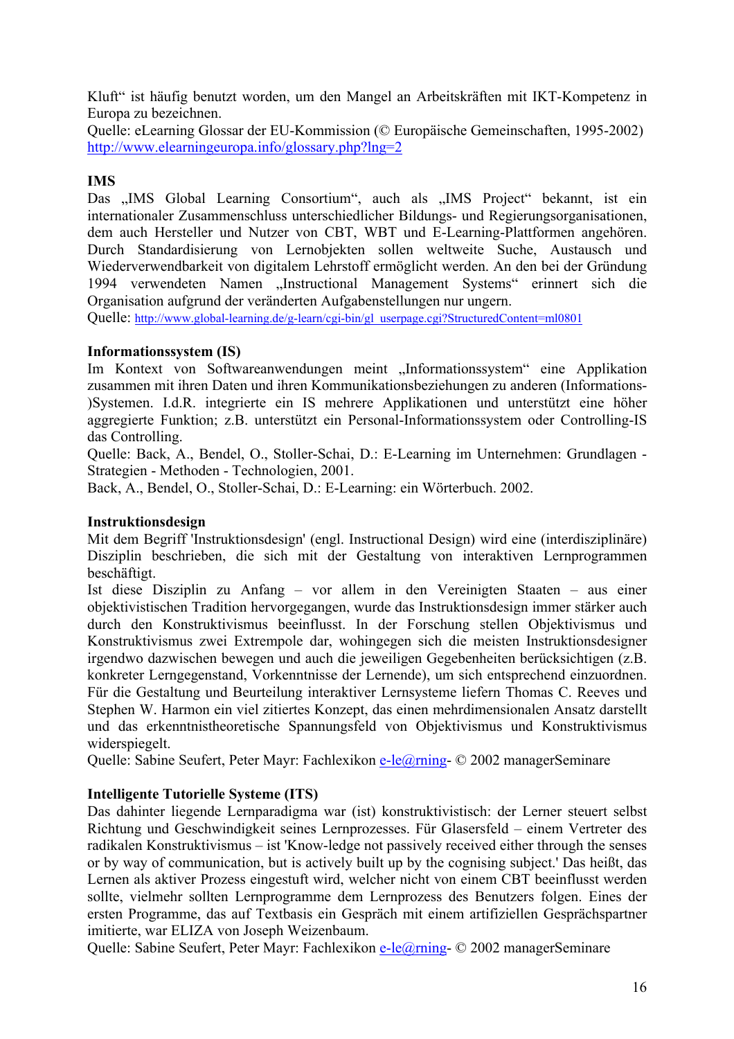Kluft“ ist häufig benutzt worden, um den Mangel an Arbeitskräften mit IKT-Kompetenz in Europa zu bezeichnen.
Quelle: eLearning Glossar der EU-Kommission (© Europäische Gemeinschaften, 1995-2002)
http://www.elearningeuropa.info/glossary.php?lng=2

**IMS**
Das „IMS Global Learning Consortium“, auch als „IMS Project“ bekannt, ist ein internationaler Zusammenschluss unterschiedlicher Bildungs- und Regierungsorganisationen, dem auch Hersteller und Nutzer von CBT, WBT und E-Learning-Plattformen angehören. Durch Standardisierung von Lernobjekten sollen weltweite Suche, Austausch und Wiederverwendbarkeit von digitalem Lehrstoff ermöglicht werden. An den bei der Gründung 1994 verwendeten Namen „Instructional Management Systems“ erinnert sich die Organisation aufgrund der veränderten Aufgabenstellungen nur ungern.
Quelle: http://www.global-learning.de/g-learn/cgi-bin/gl_userpage.cgi?StructuredContent=ml0801

**Informationssystem (IS)**
Im Kontext von Softwareanwendungen meint „Informationssystem“ eine Applikation zusammen mit ihren Daten und ihren Kommunikationsbeziehungen zu anderen (Informations-)Systemen. I.d.R. integrierte ein IS mehrere Applikationen und unterstützt eine höher aggregierte Funktion; z.B. unterstützt ein Personal-Informationssystem oder Controlling-IS das Controlling.
Quelle: Back, A., Bendel, O., Stoller-Schai, D.: E-Learning im Unternehmen: Grundlagen - Strategien - Methoden - Technologien, 2001.
Back, A., Bendel, O., Stoller-Schai, D.: E-Learning: ein Wörterbuch. 2002.

**Instruktionsdesign**
Mit dem Begriff 'Instruktionsdesign' (engl. Instructional Design) wird eine (interdisziplinäre) Disziplin beschrieben, die sich mit der Gestaltung von interaktiven Lernprogrammen beschäftigt.
Ist diese Disziplin zu Anfang – vor allem in den Vereinigten Staaten – aus einer objektivistischen Tradition hervorgegangen, wurde das Instruktionsdesign immer stärker auch durch den Konstruktivismus beeinflusst. In der Forschung stellen Objektivismus und Konstruktivismus zwei Extrempole dar, wohingegen sich die meisten Instruktionsdesigner irgendwo dazwischen bewegen und auch die jeweiligen Gegebenheiten berücksichtigen (z.B. konkreter Lerngegenstand, Vorkenntnisse der Lernende), um sich entsprechend einzuordnen. Für die Gestaltung und Beurteilung interaktiver Lernsysteme liefern Thomas C. Reeves und Stephen W. Harmon ein viel zitiertes Konzept, das einen mehrdimensionalen Ansatz darstellt und das erkenntnistheoretische Spannungsfeld von Objektivismus und Konstruktivismus widerspiegelt.
Quelle: Sabine Seufert, Peter Mayr: Fachlexikon e-le@rning- © 2002 managerSeminare

**Intelligente Tutorielle Systeme (ITS)**
Das dahinter liegende Lernparadigma war (ist) konstruktivistisch: der Lerner steuert selbst Richtung und Geschwindigkeit seines Lernprozesses. Für Glasersfeld – einem Vertreter des radikalen Konstruktivismus – ist 'Know-ledge not passively received either through the senses or by way of communication, but is actively built up by the cognising subject.' Das heißt, das Lernen als aktiver Prozess eingestuft wird, welcher nicht von einem CBT beeinflusst werden sollte, vielmehr sollten Lernprogramme dem Lernprozess des Benutzers folgen. Eines der ersten Programme, das auf Textbasis ein Gespräch mit einem artifiziellen Gesprächspartner imitierte, war ELIZA von Joseph Weizenbaum.
Quelle: Sabine Seufert, Peter Mayr: Fachlexikon e-le@rning- © 2002 managerSeminare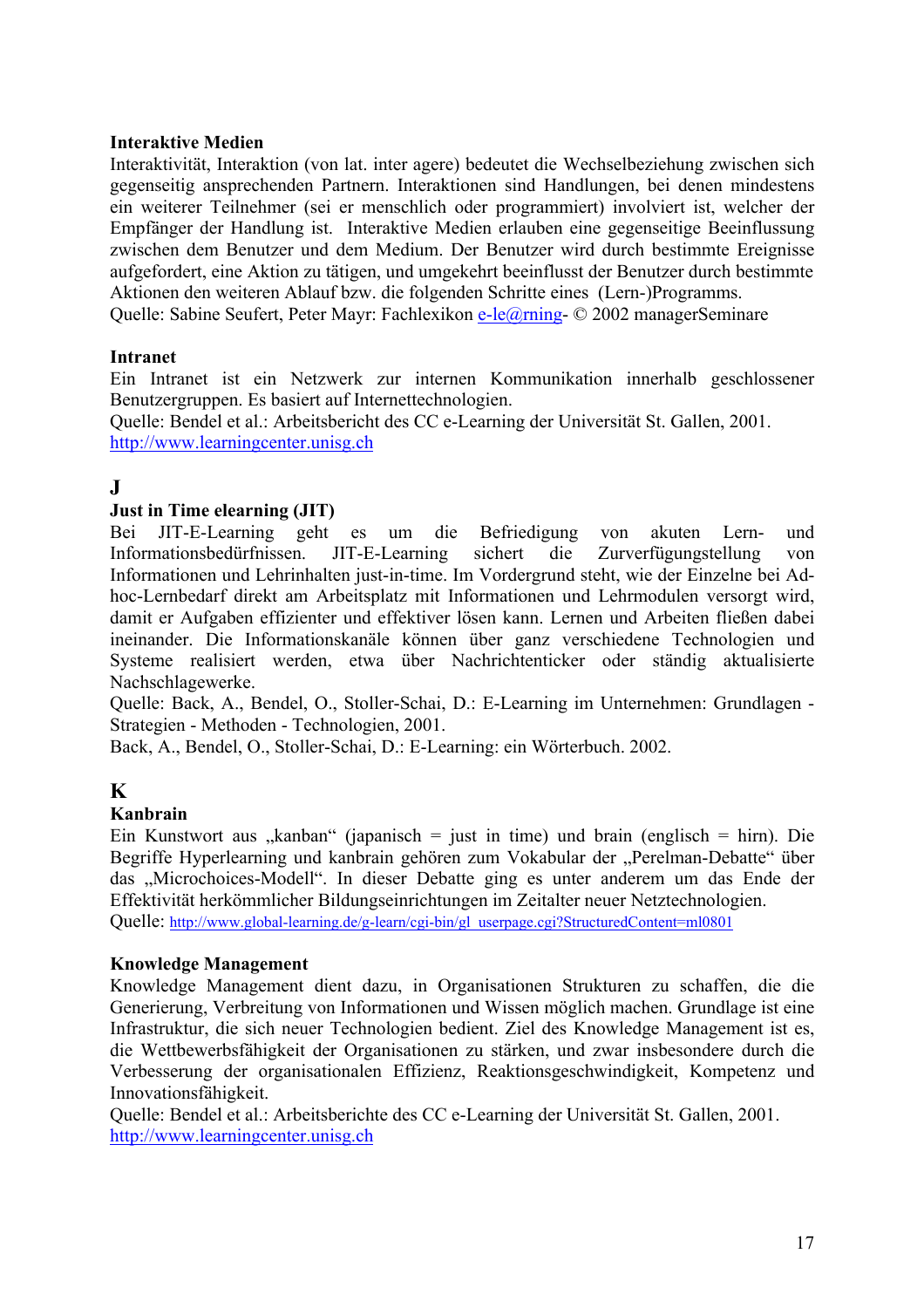**Interaktive Medien**
Interaktivität, Interaktion (von lat. inter agere) bedeutet die Wechselbeziehung zwischen sich gegenseitig ansprechenden Partnern. Interaktionen sind Handlungen, bei denen mindestens ein weiterer Teilnehmer (sei er menschlich oder programmiert) involviert ist, welcher der Empfänger der Handlung ist. Interaktive Medien erlauben eine gegenseitige Beeinflussung zwischen dem Benutzer und dem Medium. Der Benutzer wird durch bestimmte Ereignisse aufgefordert, eine Aktion zu tätigen, und umgekehrt beeinflusst der Benutzer durch bestimmte Aktionen den weiteren Ablauf bzw. die folgenden Schritte eines (Lern-)Programms.
Quelle: Sabine Seufert, Peter Mayr: Fachlexikon e-le@rning- © 2002 managerSeminare

**Intranet**
Ein Intranet ist ein Netzwerk zur internen Kommunikation innerhalb geschlossener Benutzergruppen. Es basiert auf Internettechnologien.
Quelle: Bendel et al.: Arbeitsbericht des CC e-Learning der Universität St. Gallen, 2001.
http://www.learningcenter.unisg.ch

## J

**Just in Time elearning (JIT)**
Bei JIT-E-Learning geht es um die Befriedigung von akuten Lern- und Informationsbedürfnissen. JIT-E-Learning sichert die Zurverfügungstellung von Informationen und Lehrinhalten just-in-time. Im Vordergrund steht, wie der Einzelne bei Ad-hoc-Lernbedarf direkt am Arbeitsplatz mit Informationen und Lehrmodulen versorgt wird, damit er Aufgaben effizienter und effektiver lösen kann. Lernen und Arbeiten fließen dabei ineinander. Die Informationskanäle können über ganz verschiedene Technologien und Systeme realisiert werden, etwa über Nachrichtenticker oder ständig aktualisierte Nachschlagewerke.
Quelle: Back, A., Bendel, O., Stoller-Schai, D.: E-Learning im Unternehmen: Grundlagen - Strategien - Methoden - Technologien, 2001.
Back, A., Bendel, O., Stoller-Schai, D.: E-Learning: ein Wörterbuch. 2002.

## K

**Kanbrain**
Ein Kunstwort aus „kanban" (japanisch = just in time) und brain (englisch = hirn). Die Begriffe Hyperlearning und kanbrain gehören zum Vokabular der „Perelman-Debatte" über das „Microchoices-Modell". In dieser Debatte ging es unter anderem um das Ende der Effektivität herkömmlicher Bildungseinrichtungen im Zeitalter neuer Netztechnologien.
Quelle: http://www.global-learning.de/g-learn/cgi-bin/gl_userpage.cgi?StructuredContent=ml0801

**Knowledge Management**
Knowledge Management dient dazu, in Organisationen Strukturen zu schaffen, die die Generierung, Verbreitung von Informationen und Wissen möglich machen. Grundlage ist eine Infrastruktur, die sich neuer Technologien bedient. Ziel des Knowledge Management ist es, die Wettbewerbsfähigkeit der Organisationen zu stärken, und zwar insbesondere durch die Verbesserung der organisationalen Effizienz, Reaktionsgeschwindigkeit, Kompetenz und Innovationsfähigkeit.
Quelle: Bendel et al.: Arbeitsberichte des CC e-Learning der Universität St. Gallen, 2001.
http://www.learningcenter.unisg.ch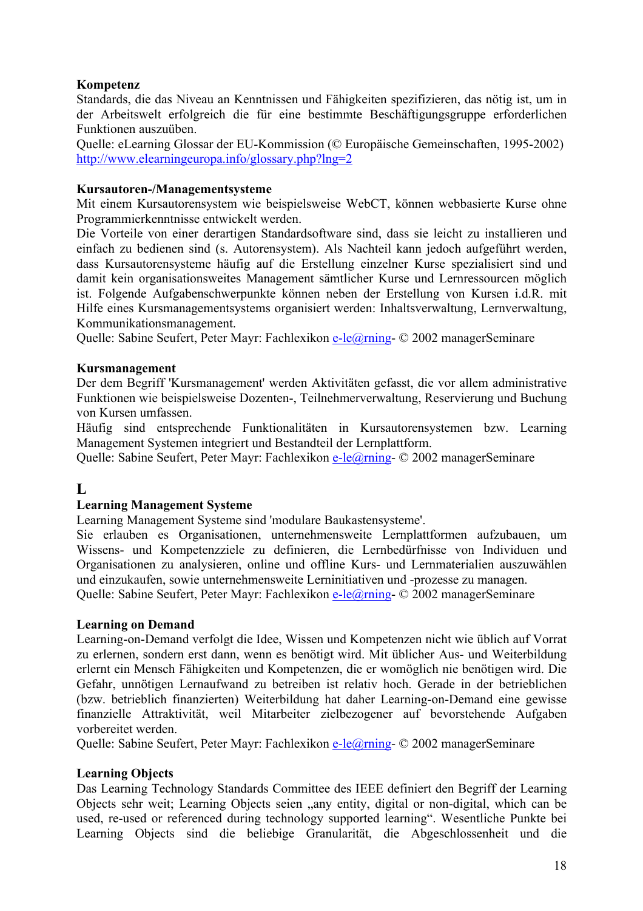**Kompetenz**
Standards, die das Niveau an Kenntnissen und Fähigkeiten spezifizieren, das nötig ist, um in der Arbeitswelt erfolgreich die für eine bestimmte Beschäftigungsgruppe erforderlichen Funktionen auszuüben.
Quelle: eLearning Glossar der EU-Kommission (© Europäische Gemeinschaften, 1995-2002) http://www.elearningeuropa.info/glossary.php?lng=2

**Kursautoren-/Managementsysteme**
Mit einem Kursautorensystem wie beispielsweise WebCT, können webbasierte Kurse ohne Programmierkenntnisse entwickelt werden.
Die Vorteile von einer derartigen Standardsoftware sind, dass sie leicht zu installieren und einfach zu bedienen sind (s. Autorensystem). Als Nachteil kann jedoch aufgeführt werden, dass Kursautorensysteme häufig auf die Erstellung einzelner Kurse spezialisiert sind und damit kein organisationsweites Management sämtlicher Kurse und Lernressourcen möglich ist. Folgende Aufgabenschwerpunkte können neben der Erstellung von Kursen i.d.R. mit Hilfe eines Kursmanagementsystems organisiert werden: Inhaltsverwaltung, Lernverwaltung, Kommunikationsmanagement.
Quelle: Sabine Seufert, Peter Mayr: Fachlexikon e-le@rning- © 2002 managerSeminare

**Kursmanagement**
Der dem Begriff 'Kursmanagement' werden Aktivitäten gefasst, die vor allem administrative Funktionen wie beispielsweise Dozenten-, Teilnehmerverwaltung, Reservierung und Buchung von Kursen umfassen.
Häufig sind entsprechende Funktionalitäten in Kursautorensystemen bzw. Learning Management Systemen integriert und Bestandteil der Lernplattform.
Quelle: Sabine Seufert, Peter Mayr: Fachlexikon e-le@rning- © 2002 managerSeminare

## L

**Learning Management Systeme**
Learning Management Systeme sind 'modulare Baukastensysteme'.
Sie erlauben es Organisationen, unternehmensweite Lernplattformen aufzubauen, um Wissens- und Kompetenzziele zu definieren, die Lernbedürfnisse von Individuen und Organisationen zu analysieren, online und offline Kurs- und Lernmaterialien auszuwählen und einzukaufen, sowie unternehmensweite Lerninitiativen und -prozesse zu managen.
Quelle: Sabine Seufert, Peter Mayr: Fachlexikon e-le@rning- © 2002 managerSeminare

**Learning on Demand**
Learning-on-Demand verfolgt die Idee, Wissen und Kompetenzen nicht wie üblich auf Vorrat zu erlernen, sondern erst dann, wenn es benötigt wird. Mit üblicher Aus- und Weiterbildung erlernt ein Mensch Fähigkeiten und Kompetenzen, die er womöglich nie benötigen wird. Die Gefahr, unnötigen Lernaufwand zu betreiben ist relativ hoch. Gerade in der betrieblichen (bzw. betrieblich finanzierten) Weiterbildung hat daher Learning-on-Demand eine gewisse finanzielle Attraktivität, weil Mitarbeiter zielbezogener auf bevorstehende Aufgaben vorbereitet werden.
Quelle: Sabine Seufert, Peter Mayr: Fachlexikon e-le@rning- © 2002 managerSeminare

**Learning Objects**
Das Learning Technology Standards Committee des IEEE definiert den Begriff der Learning Objects sehr weit; Learning Objects seien „any entity, digital or non-digital, which can be used, re-used or referenced during technology supported learning". Wesentliche Punkte bei Learning Objects sind die beliebige Granularität, die Abgeschlossenheit und die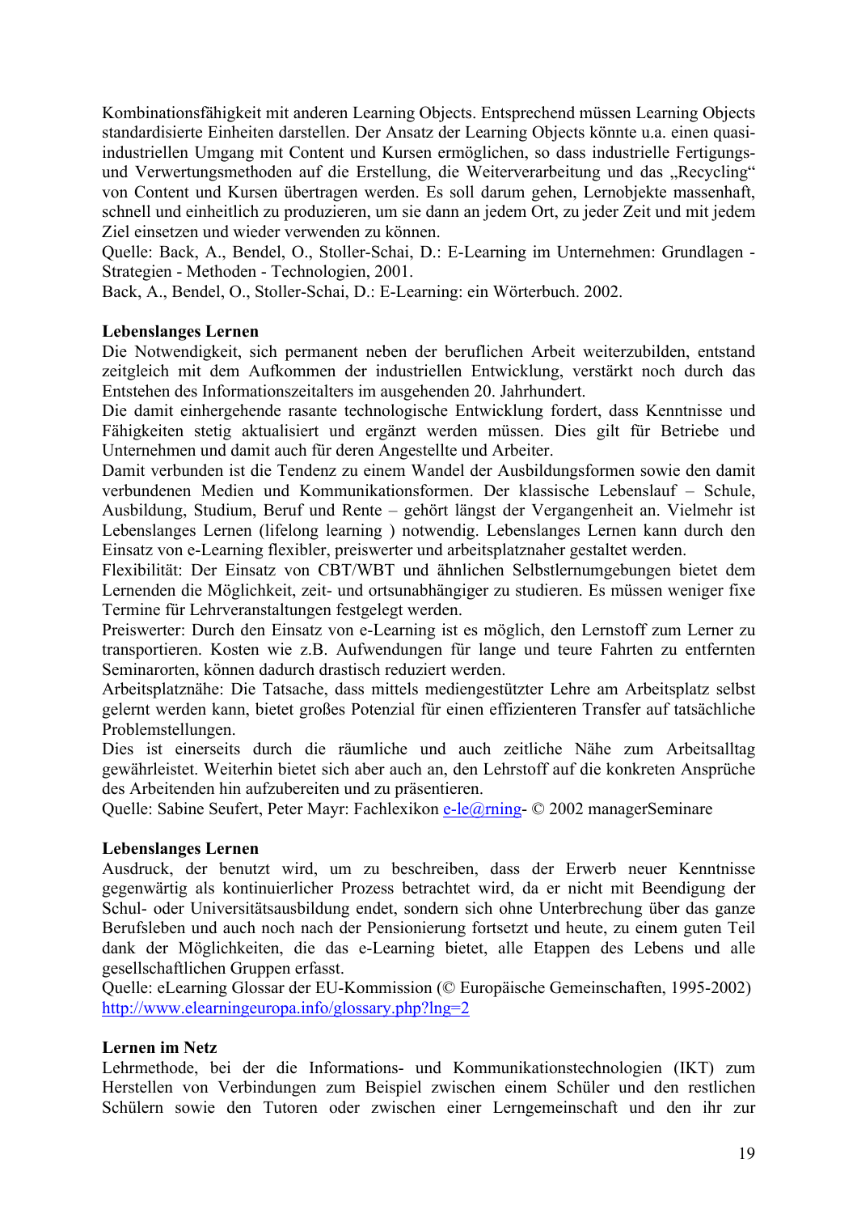Kombinationsfähigkeit mit anderen Learning Objects. Entsprechend müssen Learning Objects standardisierte Einheiten darstellen. Der Ansatz der Learning Objects könnte u.a. einen quasi-industriellen Umgang mit Content und Kursen ermöglichen, so dass industrielle Fertigungs- und Verwertungsmethoden auf die Erstellung, die Weiterverarbeitung und das „Recycling" von Content und Kursen übertragen werden. Es soll darum gehen, Lernobjekte massenhaft, schnell und einheitlich zu produzieren, um sie dann an jedem Ort, zu jeder Zeit und mit jedem Ziel einsetzen und wieder verwenden zu können.
Quelle: Back, A., Bendel, O., Stoller-Schai, D.: E-Learning im Unternehmen: Grundlagen - Strategien - Methoden - Technologien, 2001.
Back, A., Bendel, O., Stoller-Schai, D.: E-Learning: ein Wörterbuch. 2002.

**Lebenslanges Lernen**
Die Notwendigkeit, sich permanent neben der beruflichen Arbeit weiterzubilden, entstand zeitgleich mit dem Aufkommen der industriellen Entwicklung, verstärkt noch durch das Entstehen des Informationszeitalters im ausgehenden 20. Jahrhundert.
Die damit einhergehende rasante technologische Entwicklung fordert, dass Kenntnisse und Fähigkeiten stetig aktualisiert und ergänzt werden müssen. Dies gilt für Betriebe und Unternehmen und damit auch für deren Angestellte und Arbeiter.
Damit verbunden ist die Tendenz zu einem Wandel der Ausbildungsformen sowie den damit verbundenen Medien und Kommunikationsformen. Der klassische Lebenslauf – Schule, Ausbildung, Studium, Beruf und Rente – gehört längst der Vergangenheit an. Vielmehr ist Lebenslanges Lernen (lifelong learning ) notwendig. Lebenslanges Lernen kann durch den Einsatz von e-Learning flexibler, preiswerter und arbeitsplatznaher gestaltet werden.
Flexibilität: Der Einsatz von CBT/WBT und ähnlichen Selbstlernumgebungen bietet dem Lernenden die Möglichkeit, zeit- und ortsunabhängiger zu studieren. Es müssen weniger fixe Termine für Lehrveranstaltungen festgelegt werden.
Preiswerter: Durch den Einsatz von e-Learning ist es möglich, den Lernstoff zum Lerner zu transportieren. Kosten wie z.B. Aufwendungen für lange und teure Fahrten zu entfernten Seminarorten, können dadurch drastisch reduziert werden.
Arbeitsplatznähe: Die Tatsache, dass mittels mediengestützter Lehre am Arbeitsplatz selbst gelernt werden kann, bietet großes Potenzial für einen effizienteren Transfer auf tatsächliche Problemstellungen.
Dies ist einerseits durch die räumliche und auch zeitliche Nähe zum Arbeitsalltag gewährleistet. Weiterhin bietet sich aber auch an, den Lehrstoff auf die konkreten Ansprüche des Arbeitenden hin aufzubereiten und zu präsentieren.
Quelle: Sabine Seufert, Peter Mayr: Fachlexikon e-le@rning- © 2002 managerSeminare

**Lebenslanges Lernen**
Ausdruck, der benutzt wird, um zu beschreiben, dass der Erwerb neuer Kenntnisse gegenwärtig als kontinuierlicher Prozess betrachtet wird, da er nicht mit Beendigung der Schul- oder Universitätsausbildung endet, sondern sich ohne Unterbrechung über das ganze Berufsleben und auch noch nach der Pensionierung fortsetzt und heute, zu einem guten Teil dank der Möglichkeiten, die das e-Learning bietet, alle Etappen des Lebens und alle gesellschaftlichen Gruppen erfasst.
Quelle: eLearning Glossar der EU-Kommission (© Europäische Gemeinschaften, 1995-2002) http://www.elearningeuropa.info/glossary.php?lng=2

**Lernen im Netz**
Lehrmethode, bei der die Informations- und Kommunikationstechnologien (IKT) zum Herstellen von Verbindungen zum Beispiel zwischen einem Schüler und den restlichen Schülern sowie den Tutoren oder zwischen einer Lerngemeinschaft und den ihr zur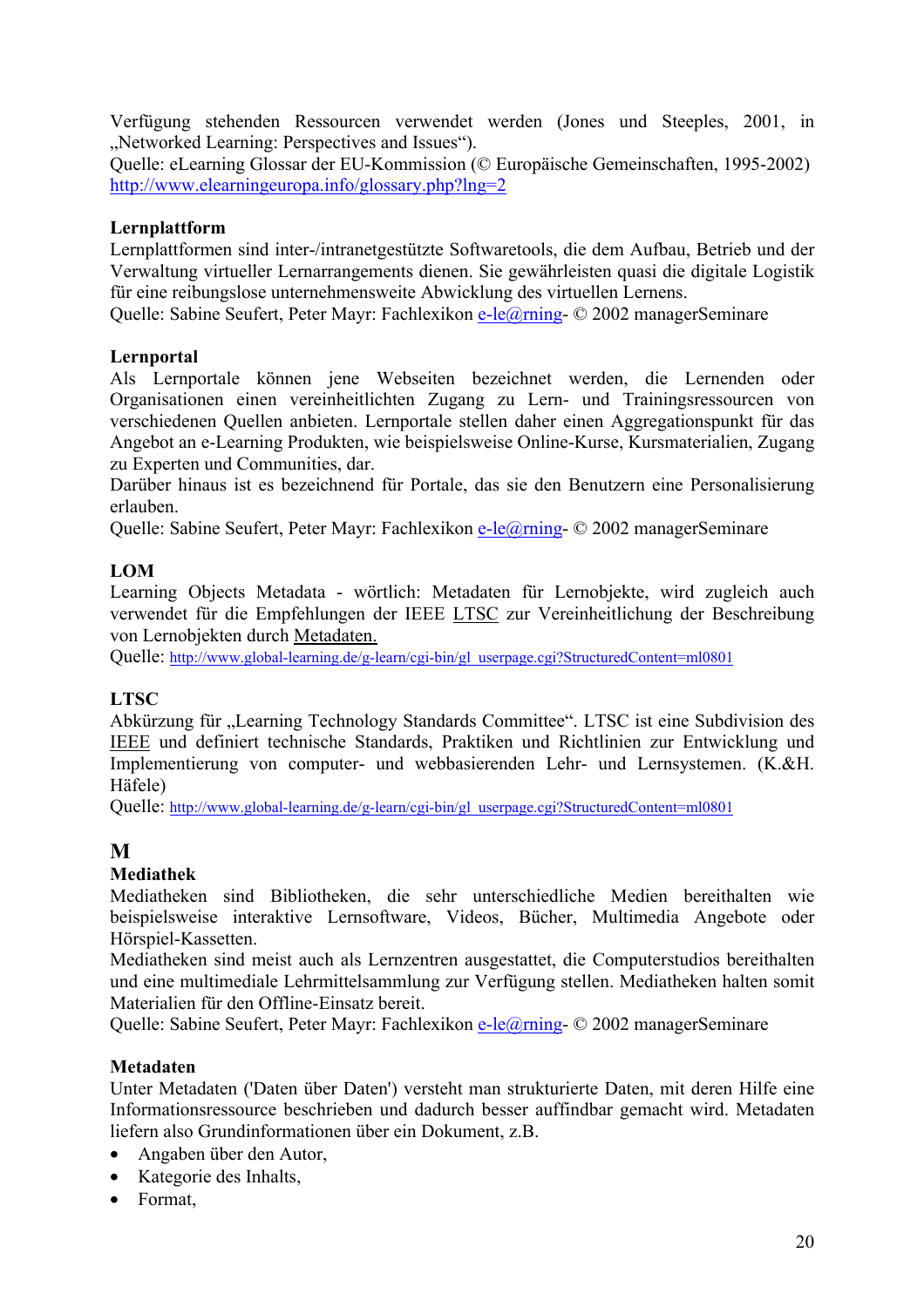Verfügung stehenden Ressourcen verwendet werden (Jones und Steeples, 2001, in „Networked Learning: Perspectives and Issues“).
Quelle: eLearning Glossar der EU-Kommission (© Europäische Gemeinschaften, 1995-2002) http://www.elearningeuropa.info/glossary.php?lng=2

**Lernplattform**
Lernplattformen sind inter-/intranetgestützte Softwaretools, die dem Aufbau, Betrieb und der Verwaltung virtueller Lernarrangements dienen. Sie gewährleisten quasi die digitale Logistik für eine reibungslose unternehmensweite Abwicklung des virtuellen Lernens.
Quelle: Sabine Seufert, Peter Mayr: Fachlexikon e-le@rning- © 2002 managerSeminare

**Lernportal**
Als Lernportale können jene Webseiten bezeichnet werden, die Lernenden oder Organisationen einen vereinheitlichten Zugang zu Lern- und Trainingsressourcen von verschiedenen Quellen anbieten. Lernportale stellen daher einen Aggregationspunkt für das Angebot an e-Learning Produkten, wie beispielsweise Online-Kurse, Kursmaterialien, Zugang zu Experten und Communities, dar.
Darüber hinaus ist es bezeichnend für Portale, das sie den Benutzern eine Personalisierung erlauben.
Quelle: Sabine Seufert, Peter Mayr: Fachlexikon e-le@rning- © 2002 managerSeminare

**LOM**
Learning Objects Metadata - wörtlich: Metadaten für Lernobjekte, wird zugleich auch verwendet für die Empfehlungen der IEEE LTSC zur Vereinheitlichung der Beschreibung von Lernobjekten durch Metadaten.
Quelle: http://www.global-learning.de/g-learn/cgi-bin/gl_userpage.cgi?StructuredContent=ml0801

**LTSC**
Abkürzung für „Learning Technology Standards Committee“. LTSC ist eine Subdivision des IEEE und definiert technische Standards, Praktiken und Richtlinien zur Entwicklung und Implementierung von computer- und webbasierenden Lehr- und Lernsystemen. (K.&H. Häfele)
Quelle: http://www.global-learning.de/g-learn/cgi-bin/gl_userpage.cgi?StructuredContent=ml0801

## M

**Mediathek**
Mediatheken sind Bibliotheken, die sehr unterschiedliche Medien bereithalten wie beispielsweise interaktive Lernsoftware, Videos, Bücher, Multimedia Angebote oder Hörspiel-Kassetten.
Mediatheken sind meist auch als Lernzentren ausgestattet, die Computerstudios bereithalten und eine multimediale Lehrmittelsammlung zur Verfügung stellen. Mediatheken halten somit Materialien für den Offline-Einsatz bereit.
Quelle: Sabine Seufert, Peter Mayr: Fachlexikon e-le@rning- © 2002 managerSeminare

**Metadaten**
Unter Metadaten ('Daten über Daten') versteht man strukturierte Daten, mit deren Hilfe eine Informationsressource beschrieben und dadurch besser auffindbar gemacht wird. Metadaten liefern also Grundinformationen über ein Dokument, z.B.

- Angaben über den Autor,
- Kategorie des Inhalts,
- Format,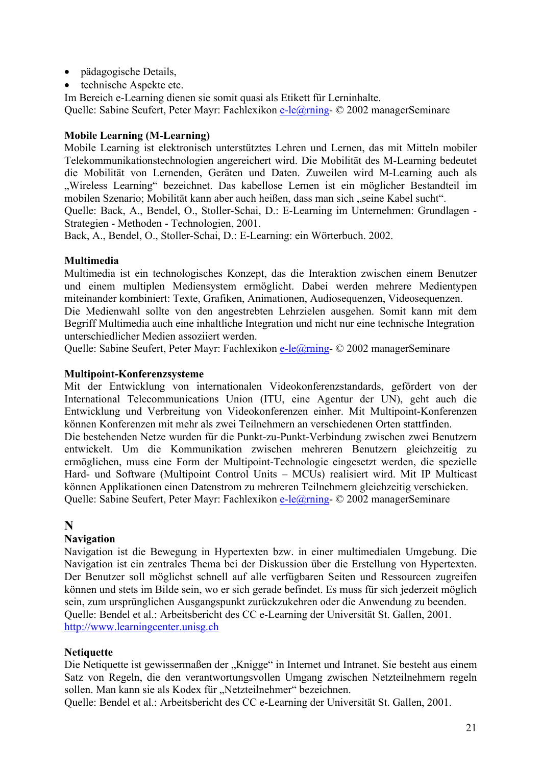- pädagogische Details,
- technische Aspekte etc.

Im Bereich e-Learning dienen sie somit quasi als Etikett für Lerninhalte.
Quelle: Sabine Seufert, Peter Mayr: Fachlexikon e-le@rning- © 2002 managerSeminare

**Mobile Learning (M-Learning)**
Mobile Learning ist elektronisch unterstütztes Lehren und Lernen, das mit Mitteln mobiler Telekommunikationstechnologien angereichert wird. Die Mobilität des M-Learning bedeutet die Mobilität von Lernenden, Geräten und Daten. Zuweilen wird M-Learning auch als „Wireless Learning" bezeichnet. Das kabellose Lernen ist ein möglicher Bestandteil im mobilen Szenario; Mobilität kann aber auch heißen, dass man sich „seine Kabel sucht".
Quelle: Back, A., Bendel, O., Stoller-Schai, D.: E-Learning im Unternehmen: Grundlagen - Strategien - Methoden - Technologien, 2001.
Back, A., Bendel, O., Stoller-Schai, D.: E-Learning: ein Wörterbuch. 2002.

**Multimedia**
Multimedia ist ein technologisches Konzept, das die Interaktion zwischen einem Benutzer und einem multiplen Mediensystem ermöglicht. Dabei werden mehrere Medientypen miteinander kombiniert: Texte, Grafiken, Animationen, Audiosequenzen, Videosequenzen.
Die Medienwahl sollte von den angestrebten Lehrzielen ausgehen. Somit kann mit dem Begriff Multimedia auch eine inhaltliche Integration und nicht nur eine technische Integration unterschiedlicher Medien assoziiert werden.
Quelle: Sabine Seufert, Peter Mayr: Fachlexikon e-le@rning- © 2002 managerSeminare

**Multipoint-Konferenzsysteme**
Mit der Entwicklung von internationalen Videokonferenzstandards, gefördert von der International Telecommunications Union (ITU, eine Agentur der UN), geht auch die Entwicklung und Verbreitung von Videokonferenzen einher. Mit Multipoint-Konferenzen können Konferenzen mit mehr als zwei Teilnehmern an verschiedenen Orten stattfinden.
Die bestehenden Netze wurden für die Punkt-zu-Punkt-Verbindung zwischen zwei Benutzern entwickelt. Um die Kommunikation zwischen mehreren Benutzern gleichzeitig zu ermöglichen, muss eine Form der Multipoint-Technologie eingesetzt werden, die spezielle Hard- und Software (Multipoint Control Units – MCUs) realisiert wird. Mit IP Multicast können Applikationen einen Datenstrom zu mehreren Teilnehmern gleichzeitig verschicken.
Quelle: Sabine Seufert, Peter Mayr: Fachlexikon e-le@rning- © 2002 managerSeminare

## N

**Navigation**
Navigation ist die Bewegung in Hypertexten bzw. in einer multimedialen Umgebung. Die Navigation ist ein zentrales Thema bei der Diskussion über die Erstellung von Hypertexten. Der Benutzer soll möglichst schnell auf alle verfügbaren Seiten und Ressourcen zugreifen können und stets im Bilde sein, wo er sich gerade befindet. Es muss für sich jederzeit möglich sein, zum ursprünglichen Ausgangspunkt zurückzukehren oder die Anwendung zu beenden.
Quelle: Bendel et al.: Arbeitsbericht des CC e-Learning der Universität St. Gallen, 2001.
http://www.learningcenter.unisg.ch

**Netiquette**
Die Netiquette ist gewissermaßen der „Knigge" in Internet und Intranet. Sie besteht aus einem Satz von Regeln, die den verantwortungsvollen Umgang zwischen Netzteilnehmern regeln sollen. Man kann sie als Kodex für „Netzteilnehmer" bezeichnen.
Quelle: Bendel et al.: Arbeitsbericht des CC e-Learning der Universität St. Gallen, 2001.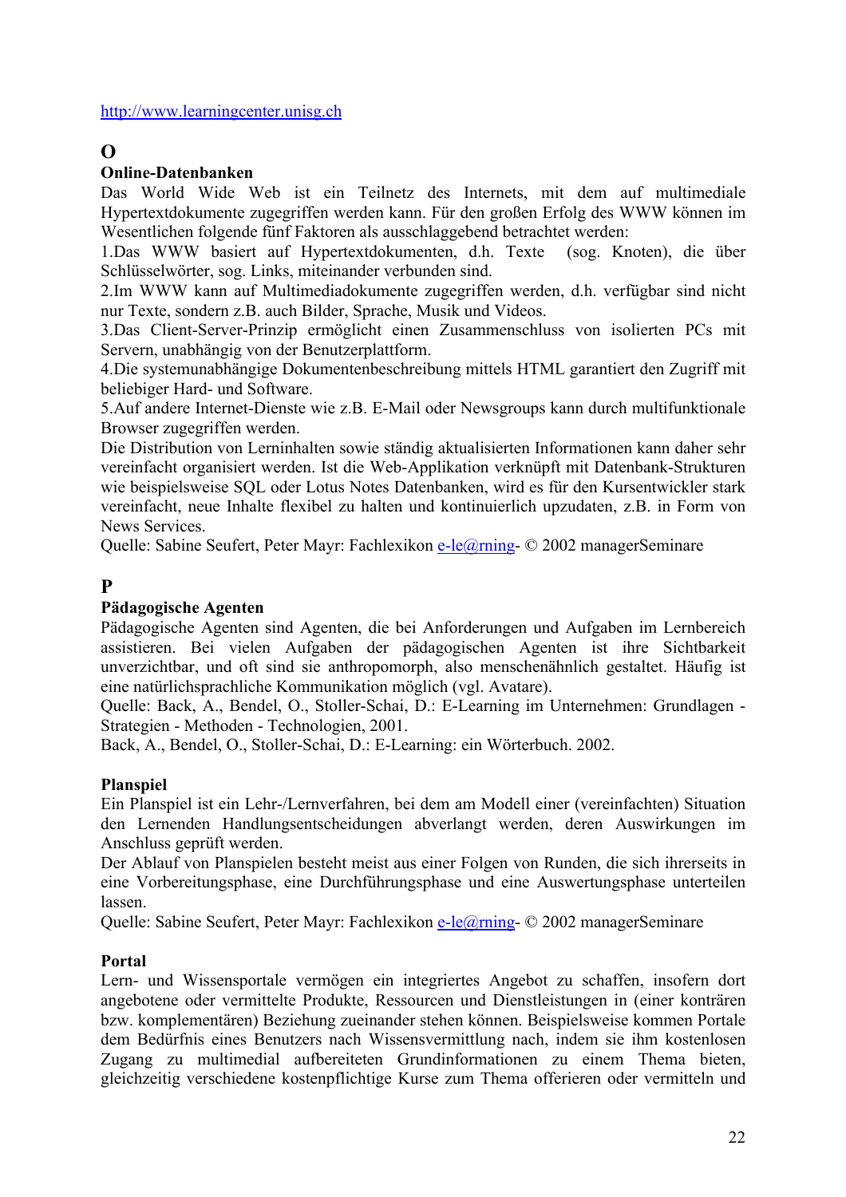http://www.learningcenter.unisg.ch

## O

### Online-Datenbanken

Das World Wide Web ist ein Teilnetz des Internets, mit dem auf multimediale Hypertextdokumente zugegriffen werden kann. Für den großen Erfolg des WWW können im Wesentlichen folgende fünf Faktoren als ausschlaggebend betrachtet werden:

1.Das WWW basiert auf Hypertextdokumenten, d.h. Texte (sog. Knoten), die über Schlüsselwörter, sog. Links, miteinander verbunden sind.

2.Im WWW kann auf Multimediadokumente zugegriffen werden, d.h. verfügbar sind nicht nur Texte, sondern z.B. auch Bilder, Sprache, Musik und Videos.

3.Das Client-Server-Prinzip ermöglicht einen Zusammenschluss von isolierten PCs mit Servern, unabhängig von der Benutzerplattform.

4.Die systemunabhängige Dokumentenbeschreibung mittels HTML garantiert den Zugriff mit beliebiger Hard- und Software.

5.Auf andere Internet-Dienste wie z.B. E-Mail oder Newsgroups kann durch multifunktionale Browser zugegriffen werden.

Die Distribution von Lerninhalten sowie ständig aktualisierten Informationen kann daher sehr vereinfacht organisiert werden. Ist die Web-Applikation verknüpft mit Datenbank-Strukturen wie beispielsweise SQL oder Lotus Notes Datenbanken, wird es für den Kursentwickler stark vereinfacht, neue Inhalte flexibel zu halten und kontinuierlich upzudaten, z.B. in Form von News Services.

Quelle: Sabine Seufert, Peter Mayr: Fachlexikon e-le@rning- © 2002 managerSeminare

## P

### Pädagogische Agenten

Pädagogische Agenten sind Agenten, die bei Anforderungen und Aufgaben im Lernbereich assistieren. Bei vielen Aufgaben der pädagogischen Agenten ist ihre Sichtbarkeit unverzichtbar, und oft sind sie anthropomorph, also menschenähnlich gestaltet. Häufig ist eine natürlichsprachliche Kommunikation möglich (vgl. Avatare).

Quelle: Back, A., Bendel, O., Stoller-Schai, D.: E-Learning im Unternehmen: Grundlagen - Strategien - Methoden - Technologien, 2001.

Back, A., Bendel, O., Stoller-Schai, D.: E-Learning: ein Wörterbuch. 2002.

### Planspiel

Ein Planspiel ist ein Lehr-/Lernverfahren, bei dem am Modell einer (vereinfachten) Situation den Lernenden Handlungsentscheidungen abverlangt werden, deren Auswirkungen im Anschluss geprüft werden.

Der Ablauf von Planspielen besteht meist aus einer Folgen von Runden, die sich ihrerseits in eine Vorbereitungsphase, eine Durchführungsphase und eine Auswertungsphase unterteilen lassen.

Quelle: Sabine Seufert, Peter Mayr: Fachlexikon e-le@rning- © 2002 managerSeminare

### Portal

Lern- und Wissensportale vermögen ein integriertes Angebot zu schaffen, insofern dort angebotene oder vermittelte Produkte, Ressourcen und Dienstleistungen in (einer konträren bzw. komplementären) Beziehung zueinander stehen können. Beispielsweise kommen Portale dem Bedürfnis eines Benutzers nach Wissensvermittlung nach, indem sie ihm kostenlosen Zugang zu multimedial aufbereiteten Grundinformationen zu einem Thema bieten, gleichzeitig verschiedene kostenpflichtige Kurse zum Thema offerieren oder vermitteln und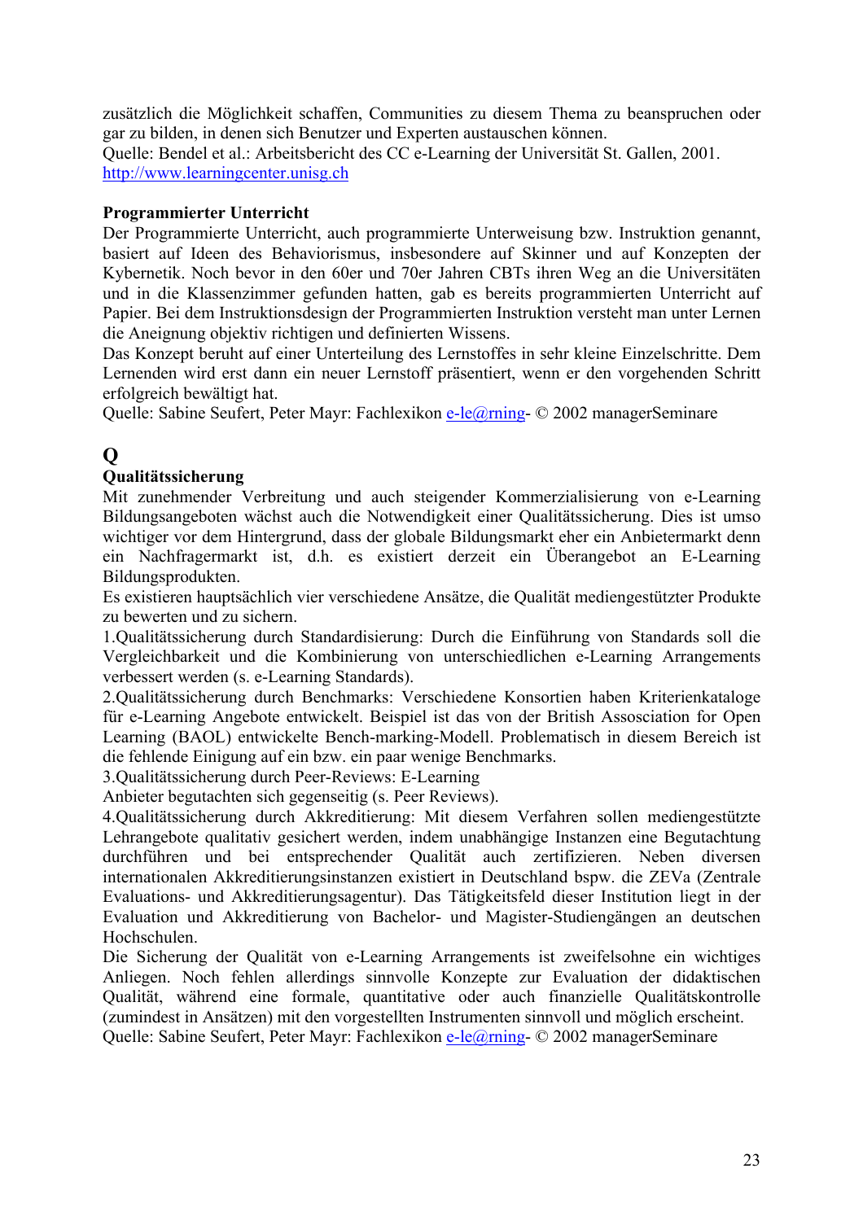zusätzlich die Möglichkeit schaffen, Communities zu diesem Thema zu beanspruchen oder gar zu bilden, in denen sich Benutzer und Experten austauschen können.
Quelle: Bendel et al.: Arbeitsbericht des CC e-Learning der Universität St. Gallen, 2001.
http://www.learningcenter.unisg.ch

**Programmierter Unterricht**
Der Programmierte Unterricht, auch programmierte Unterweisung bzw. Instruktion genannt, basiert auf Ideen des Behaviorismus, insbesondere auf Skinner und auf Konzepten der Kybernetik. Noch bevor in den 60er und 70er Jahren CBTs ihren Weg an die Universitäten und in die Klassenzimmer gefunden hatten, gab es bereits programmierten Unterricht auf Papier. Bei dem Instruktionsdesign der Programmierten Instruktion versteht man unter Lernen die Aneignung objektiv richtigen und definierten Wissens.
Das Konzept beruht auf einer Unterteilung des Lernstoffes in sehr kleine Einzelschritte. Dem Lernenden wird erst dann ein neuer Lernstoff präsentiert, wenn er den vorgehenden Schritt erfolgreich bewältigt hat.
Quelle: Sabine Seufert, Peter Mayr: Fachlexikon e-le@rning- © 2002 managerSeminare

## Q

**Qualitätssicherung**
Mit zunehmender Verbreitung und auch steigender Kommerzialisierung von e-Learning Bildungsangeboten wächst auch die Notwendigkeit einer Qualitätssicherung. Dies ist umso wichtiger vor dem Hintergrund, dass der globale Bildungsmarkt eher ein Anbietermarkt denn ein Nachfragermarkt ist, d.h. es existiert derzeit ein Überangebot an E-Learning Bildungsprodukten.
Es existieren hauptsächlich vier verschiedene Ansätze, die Qualität mediengestützter Produkte zu bewerten und zu sichern.
1.Qualitätssicherung durch Standardisierung: Durch die Einführung von Standards soll die Vergleichbarkeit und die Kombinierung von unterschiedlichen e-Learning Arrangements verbessert werden (s. e-Learning Standards).
2.Qualitätssicherung durch Benchmarks: Verschiedene Konsortien haben Kriterienkataloge für e-Learning Angebote entwickelt. Beispiel ist das von der British Assosciation for Open Learning (BAOL) entwickelte Bench-marking-Modell. Problematisch in diesem Bereich ist die fehlende Einigung auf ein bzw. ein paar wenige Benchmarks.
3.Qualitätssicherung durch Peer-Reviews: E-Learning
Anbieter begutachten sich gegenseitig (s. Peer Reviews).
4.Qualitätssicherung durch Akkreditierung: Mit diesem Verfahren sollen mediengestützte Lehrangebote qualitativ gesichert werden, indem unabhängige Instanzen eine Begutachtung durchführen und bei entsprechender Qualität auch zertifizieren. Neben diversen internationalen Akkreditierungsinstanzen existiert in Deutschland bspw. die ZEVa (Zentrale Evaluations- und Akkreditierungsagentur). Das Tätigkeitsfeld dieser Institution liegt in der Evaluation und Akkreditierung von Bachelor- und Magister-Studiengängen an deutschen Hochschulen.
Die Sicherung der Qualität von e-Learning Arrangements ist zweifelsohne ein wichtiges Anliegen. Noch fehlen allerdings sinnvolle Konzepte zur Evaluation der didaktischen Qualität, während eine formale, quantitative oder auch finanzielle Qualitätskontrolle (zumindest in Ansätzen) mit den vorgestellten Instrumenten sinnvoll und möglich erscheint.
Quelle: Sabine Seufert, Peter Mayr: Fachlexikon e-le@rning- © 2002 managerSeminare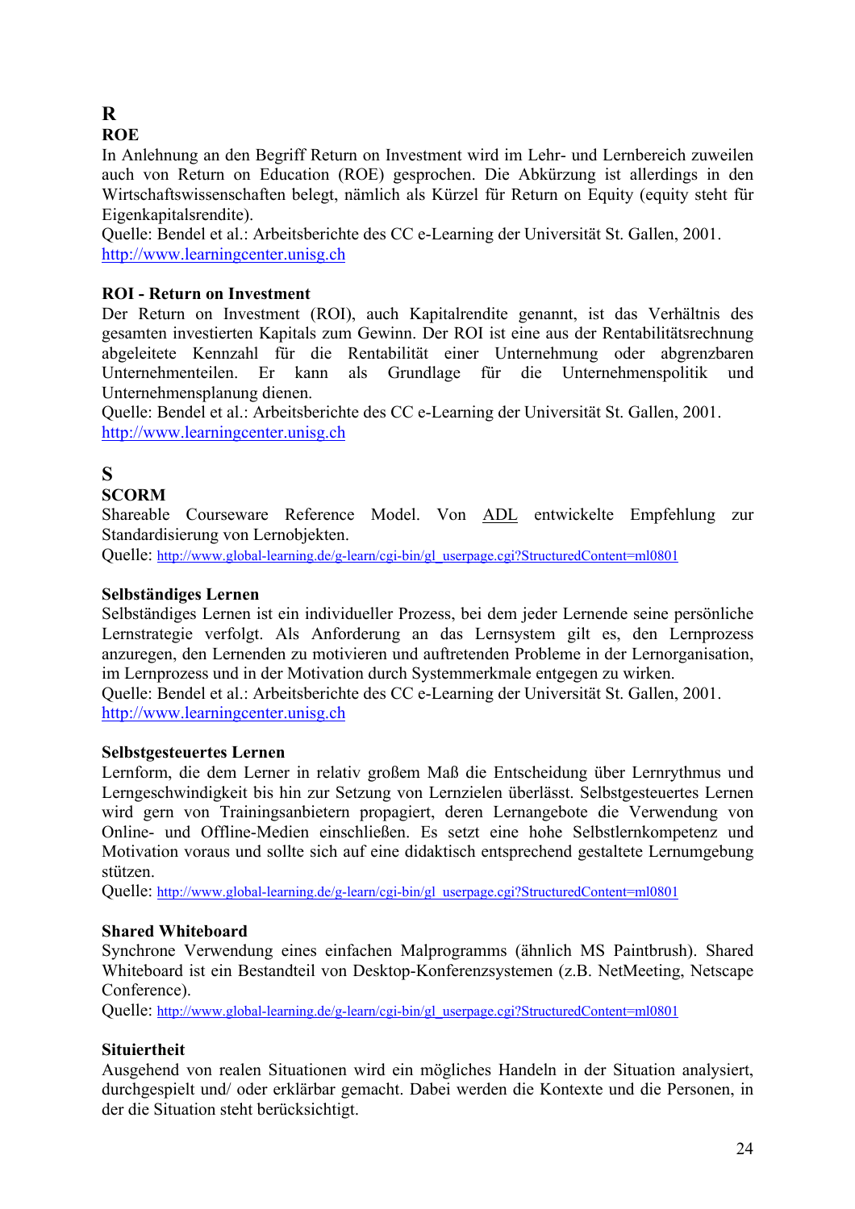## R

### ROE

In Anlehnung an den Begriff Return on Investment wird im Lehr- und Lernbereich zuweilen auch von Return on Education (ROE) gesprochen. Die Abkürzung ist allerdings in den Wirtschaftswissenschaften belegt, nämlich als Kürzel für Return on Equity (equity steht für Eigenkapitalsrendite).
Quelle: Bendel et al.: Arbeitsberichte des CC e-Learning der Universität St. Gallen, 2001.
http://www.learningcenter.unisg.ch

### ROI - Return on Investment

Der Return on Investment (ROI), auch Kapitalrendite genannt, ist das Verhältnis des gesamten investierten Kapitals zum Gewinn. Der ROI ist eine aus der Rentabilitätsrechnung abgeleitete Kennzahl für die Rentabilität einer Unternehmung oder abgrenzbaren Unternehmenteilen. Er kann als Grundlage für die Unternehmenspolitik und Unternehmensplanung dienen.
Quelle: Bendel et al.: Arbeitsberichte des CC e-Learning der Universität St. Gallen, 2001.
http://www.learningcenter.unisg.ch

## S

### SCORM

Shareable Courseware Reference Model. Von ADL entwickelte Empfehlung zur Standardisierung von Lernobjekten.
Quelle: http://www.global-learning.de/g-learn/cgi-bin/gl_userpage.cgi?StructuredContent=ml0801

### Selbständiges Lernen

Selbständiges Lernen ist ein individueller Prozess, bei dem jeder Lernende seine persönliche Lernstrategie verfolgt. Als Anforderung an das Lernsystem gilt es, den Lernprozess anzuregen, den Lernenden zu motivieren und auftretenden Probleme in der Lernorganisation, im Lernprozess und in der Motivation durch Systemmerkmale entgegen zu wirken.
Quelle: Bendel et al.: Arbeitsberichte des CC e-Learning der Universität St. Gallen, 2001.
http://www.learningcenter.unisg.ch

### Selbstgesteuertes Lernen

Lernform, die dem Lerner in relativ großem Maß die Entscheidung über Lernrythmus und Lerngeschwindigkeit bis hin zur Setzung von Lernzielen überlässt. Selbstgesteuertes Lernen wird gern von Trainingsanbietern propagiert, deren Lernangebote die Verwendung von Online- und Offline-Medien einschließen. Es setzt eine hohe Selbstlernkompetenz und Motivation voraus und sollte sich auf eine didaktisch entsprechend gestaltete Lernumgebung stützen.
Quelle: http://www.global-learning.de/g-learn/cgi-bin/gl_userpage.cgi?StructuredContent=ml0801

### Shared Whiteboard

Synchrone Verwendung eines einfachen Malprogramms (ähnlich MS Paintbrush). Shared Whiteboard ist ein Bestandteil von Desktop-Konferenzsystemen (z.B. NetMeeting, Netscape Conference).
Quelle: http://www.global-learning.de/g-learn/cgi-bin/gl_userpage.cgi?StructuredContent=ml0801

### Situiertheit

Ausgehend von realen Situationen wird ein mögliches Handeln in der Situation analysiert, durchgespielt und/ oder erklärbar gemacht. Dabei werden die Kontexte und die Personen, in der die Situation steht berücksichtigt.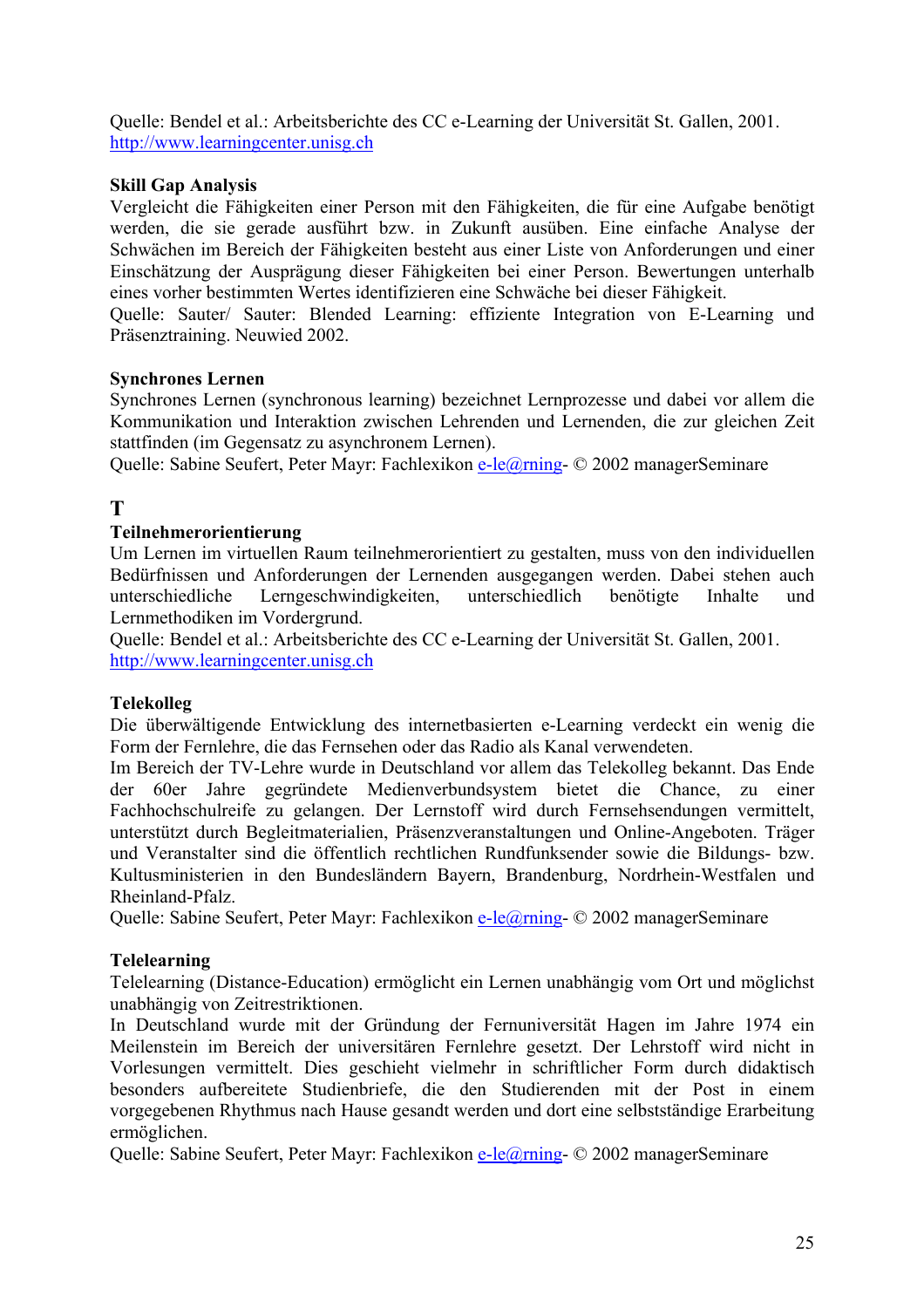Quelle: Bendel et al.: Arbeitsberichte des CC e-Learning der Universität St. Gallen, 2001. http://www.learningcenter.unisg.ch

**Skill Gap Analysis**
Vergleicht die Fähigkeiten einer Person mit den Fähigkeiten, die für eine Aufgabe benötigt werden, die sie gerade ausführt bzw. in Zukunft ausüben. Eine einfache Analyse der Schwächen im Bereich der Fähigkeiten besteht aus einer Liste von Anforderungen und einer Einschätzung der Ausprägung dieser Fähigkeiten bei einer Person. Bewertungen unterhalb eines vorher bestimmten Wertes identifizieren eine Schwäche bei dieser Fähigkeit.
Quelle: Sauter/ Sauter: Blended Learning: effiziente Integration von E-Learning und Präsenztraining. Neuwied 2002.

**Synchrones Lernen**
Synchrones Lernen (synchronous learning) bezeichnet Lernprozesse und dabei vor allem die Kommunikation und Interaktion zwischen Lehrenden und Lernenden, die zur gleichen Zeit stattfinden (im Gegensatz zu asynchronem Lernen).
Quelle: Sabine Seufert, Peter Mayr: Fachlexikon e-le@rning- © 2002 managerSeminare

## T

**Teilnehmerorientierung**
Um Lernen im virtuellen Raum teilnehmerorientiert zu gestalten, muss von den individuellen Bedürfnissen und Anforderungen der Lernenden ausgegangen werden. Dabei stehen auch unterschiedliche Lerngeschwindigkeiten, unterschiedlich benötigte Inhalte und Lernmethodiken im Vordergrund.
Quelle: Bendel et al.: Arbeitsberichte des CC e-Learning der Universität St. Gallen, 2001. http://www.learningcenter.unisg.ch

**Telekolleg**
Die überwältigende Entwicklung des internetbasierten e-Learning verdeckt ein wenig die Form der Fernlehre, die das Fernsehen oder das Radio als Kanal verwendeten.
Im Bereich der TV-Lehre wurde in Deutschland vor allem das Telekolleg bekannt. Das Ende der 60er Jahre gegründete Medienverbundsystem bietet die Chance, zu einer Fachhochschulreife zu gelangen. Der Lernstoff wird durch Fernsehsendungen vermittelt, unterstützt durch Begleitmaterialien, Präsenzveranstaltungen und Online-Angeboten. Träger und Veranstalter sind die öffentlich rechtlichen Rundfunksender sowie die Bildungs- bzw. Kultusministerien in den Bundesländern Bayern, Brandenburg, Nordrhein-Westfalen und Rheinland-Pfalz.
Quelle: Sabine Seufert, Peter Mayr: Fachlexikon e-le@rning- © 2002 managerSeminare

**Telelearning**
Telelearning (Distance-Education) ermöglicht ein Lernen unabhängig vom Ort und möglichst unabhängig von Zeitrestriktionen.
In Deutschland wurde mit der Gründung der Fernuniversität Hagen im Jahre 1974 ein Meilenstein im Bereich der universitären Fernlehre gesetzt. Der Lehrstoff wird nicht in Vorlesungen vermittelt. Dies geschieht vielmehr in schriftlicher Form durch didaktisch besonders aufbereitete Studienbriefe, die den Studierenden mit der Post in einem vorgegebenen Rhythmus nach Hause gesandt werden und dort eine selbstständige Erarbeitung ermöglichen.
Quelle: Sabine Seufert, Peter Mayr: Fachlexikon e-le@rning- © 2002 managerSeminare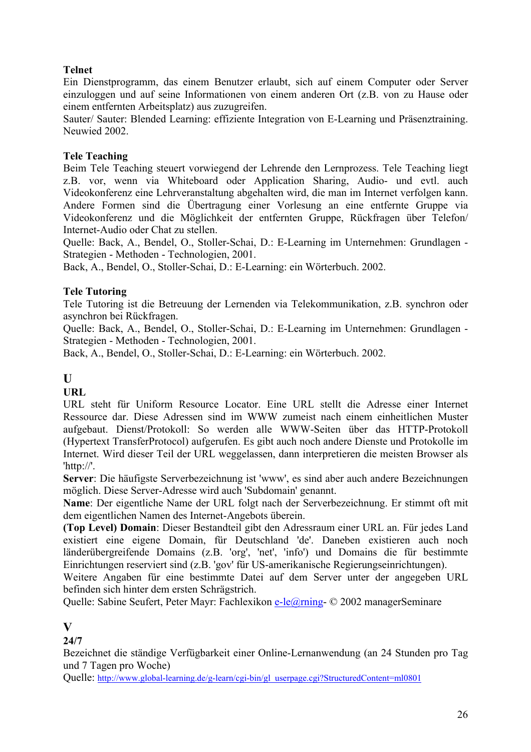**Telnet**
Ein Dienstprogramm, das einem Benutzer erlaubt, sich auf einem Computer oder Server einzuloggen und auf seine Informationen von einem anderen Ort (z.B. von zu Hause oder einem entfernten Arbeitsplatz) aus zuzugreifen.
Sauter/ Sauter: Blended Learning: effiziente Integration von E-Learning und Präsenztraining. Neuwied 2002.

**Tele Teaching**
Beim Tele Teaching steuert vorwiegend der Lehrende den Lernprozess. Tele Teaching liegt z.B. vor, wenn via Whiteboard oder Application Sharing, Audio- und evtl. auch Videokonferenz eine Lehrveranstaltung abgehalten wird, die man im Internet verfolgen kann. Andere Formen sind die Übertragung einer Vorlesung an eine entfernte Gruppe via Videokonferenz und die Möglichkeit der entfernten Gruppe, Rückfragen über Telefon/ Internet-Audio oder Chat zu stellen.
Quelle: Back, A., Bendel, O., Stoller-Schai, D.: E-Learning im Unternehmen: Grundlagen - Strategien - Methoden - Technologien, 2001.
Back, A., Bendel, O., Stoller-Schai, D.: E-Learning: ein Wörterbuch. 2002.

**Tele Tutoring**
Tele Tutoring ist die Betreuung der Lernenden via Telekommunikation, z.B. synchron oder asynchron bei Rückfragen.
Quelle: Back, A., Bendel, O., Stoller-Schai, D.: E-Learning im Unternehmen: Grundlagen - Strategien - Methoden - Technologien, 2001.
Back, A., Bendel, O., Stoller-Schai, D.: E-Learning: ein Wörterbuch. 2002.

## U

**URL**
URL steht für Uniform Resource Locator. Eine URL stellt die Adresse einer Internet Ressource dar. Diese Adressen sind im WWW zumeist nach einem einheitlichen Muster aufgebaut. Dienst/Protokoll: So werden alle WWW-Seiten über das HTTP-Protokoll (Hypertext TransferProtocol) aufgerufen. Es gibt auch noch andere Dienste und Protokolle im Internet. Wird dieser Teil der URL weggelassen, dann interpretieren die meisten Browser als 'http://'.
**Server**: Die häufigste Serverbezeichnung ist 'www', es sind aber auch andere Bezeichnungen möglich. Diese Server-Adresse wird auch 'Subdomain' genannt.
**Name**: Der eigentliche Name der URL folgt nach der Serverbezeichnung. Er stimmt oft mit dem eigentlichen Namen des Internet-Angebots überein.
**(Top Level) Domain**: Dieser Bestandteil gibt den Adressraum einer URL an. Für jedes Land existiert eine eigene Domain, für Deutschland 'de'. Daneben existieren auch noch länderübergreifende Domains (z.B. 'org', 'net', 'info') und Domains die für bestimmte Einrichtungen reserviert sind (z.B. 'gov' für US-amerikanische Regierungseinrichtungen).
Weitere Angaben für eine bestimmte Datei auf dem Server unter der angegeben URL befinden sich hinter dem ersten Schrägstrich.
Quelle: Sabine Seufert, Peter Mayr: Fachlexikon e-le@rning- © 2002 managerSeminare

## V

**24/7**
Bezeichnet die ständige Verfügbarkeit einer Online-Lernanwendung (an 24 Stunden pro Tag und 7 Tagen pro Woche)
Quelle: http://www.global-learning.de/g-learn/cgi-bin/gl_userpage.cgi?StructuredContent=ml0801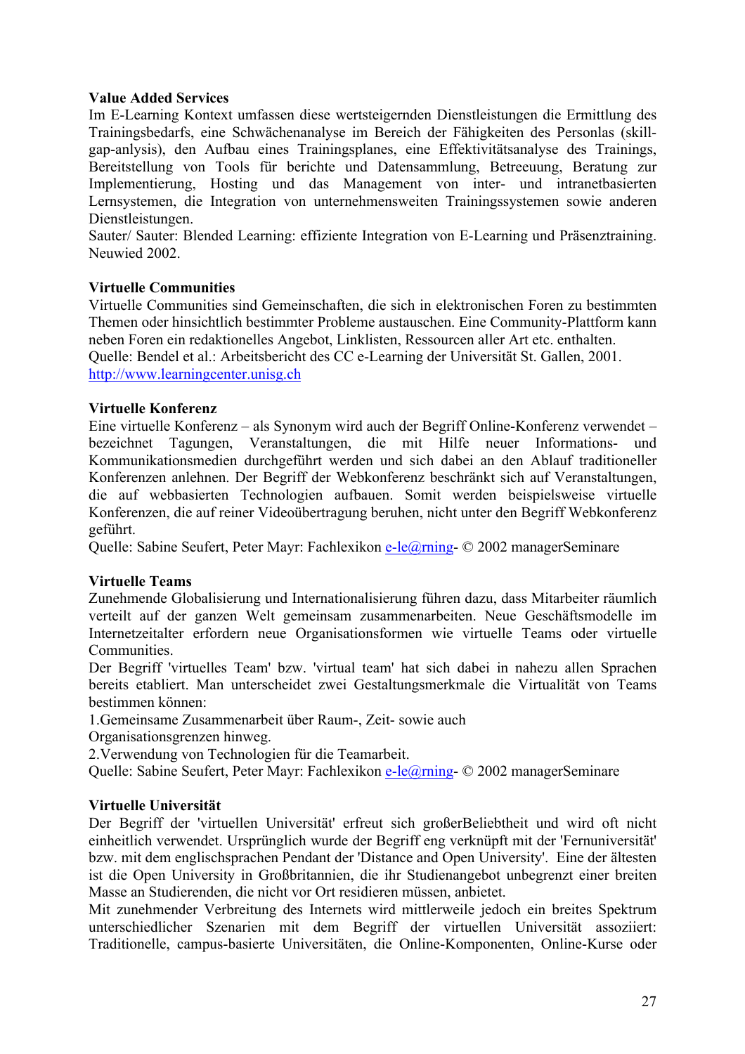**Value Added Services**
Im E-Learning Kontext umfassen diese wertsteigernden Dienstleistungen die Ermittlung des Trainingsbedarfs, eine Schwächenanalyse im Bereich der Fähigkeiten des Personlas (skill-gap-anlysis), den Aufbau eines Trainingsplanes, eine Effektivitätsanalyse des Trainings, Bereitstellung von Tools für berichte und Datensammlung, Betreeuung, Beratung zur Implementierung, Hosting und das Management von inter- und intranetbasierten Lernsystemen, die Integration von unternehmensweiten Trainingssystemen sowie anderen Dienstleistungen.
Sauter/ Sauter: Blended Learning: effiziente Integration von E-Learning und Präsenztraining. Neuwied 2002.

**Virtuelle Communities**
Virtuelle Communities sind Gemeinschaften, die sich in elektronischen Foren zu bestimmten Themen oder hinsichtlich bestimmter Probleme austauschen. Eine Community-Plattform kann neben Foren ein redaktionelles Angebot, Linklisten, Ressourcen aller Art etc. enthalten.
Quelle: Bendel et al.: Arbeitsbericht des CC e-Learning der Universität St. Gallen, 2001.
http://www.learningcenter.unisg.ch

**Virtuelle Konferenz**
Eine virtuelle Konferenz – als Synonym wird auch der Begriff Online-Konferenz verwendet – bezeichnet Tagungen, Veranstaltungen, die mit Hilfe neuer Informations- und Kommunikationsmedien durchgeführt werden und sich dabei an den Ablauf traditioneller Konferenzen anlehnen. Der Begriff der Webkonferenz beschränkt sich auf Veranstaltungen, die auf webbasierten Technologien aufbauen. Somit werden beispielsweise virtuelle Konferenzen, die auf reiner Videoübertragung beruhen, nicht unter den Begriff Webkonferenz geführt.
Quelle: Sabine Seufert, Peter Mayr: Fachlexikon e-le@rning- © 2002 managerSeminare

**Virtuelle Teams**
Zunehmende Globalisierung und Internationalisierung führen dazu, dass Mitarbeiter räumlich verteilt auf der ganzen Welt gemeinsam zusammenarbeiten. Neue Geschäftsmodelle im Internetzeitalter erfordern neue Organisationsformen wie virtuelle Teams oder virtuelle Communities.
Der Begriff 'virtuelles Team' bzw. 'virtual team' hat sich dabei in nahezu allen Sprachen bereits etabliert. Man unterscheidet zwei Gestaltungsmerkmale die Virtualität von Teams bestimmen können:
1.Gemeinsame Zusammenarbeit über Raum-, Zeit- sowie auch Organisationsgrenzen hinweg.
2.Verwendung von Technologien für die Teamarbeit.
Quelle: Sabine Seufert, Peter Mayr: Fachlexikon e-le@rning- © 2002 managerSeminare

**Virtuelle Universität**
Der Begriff der 'virtuellen Universität' erfreut sich großerBeliebtheit und wird oft nicht einheitlich verwendet. Ursprünglich wurde der Begriff eng verknüpft mit der 'Fernuniversität' bzw. mit dem englischsprachen Pendant der 'Distance and Open University'. Eine der ältesten ist die Open University in Großbritannien, die ihr Studienangebot unbegrenzt einer breiten Masse an Studierenden, die nicht vor Ort residieren müssen, anbietet.
Mit zunehmender Verbreitung des Internets wird mittlerweile jedoch ein breites Spektrum unterschiedlicher Szenarien mit dem Begriff der virtuellen Universität assoziiert: Traditionelle, campus-basierte Universitäten, die Online-Komponenten, Online-Kurse oder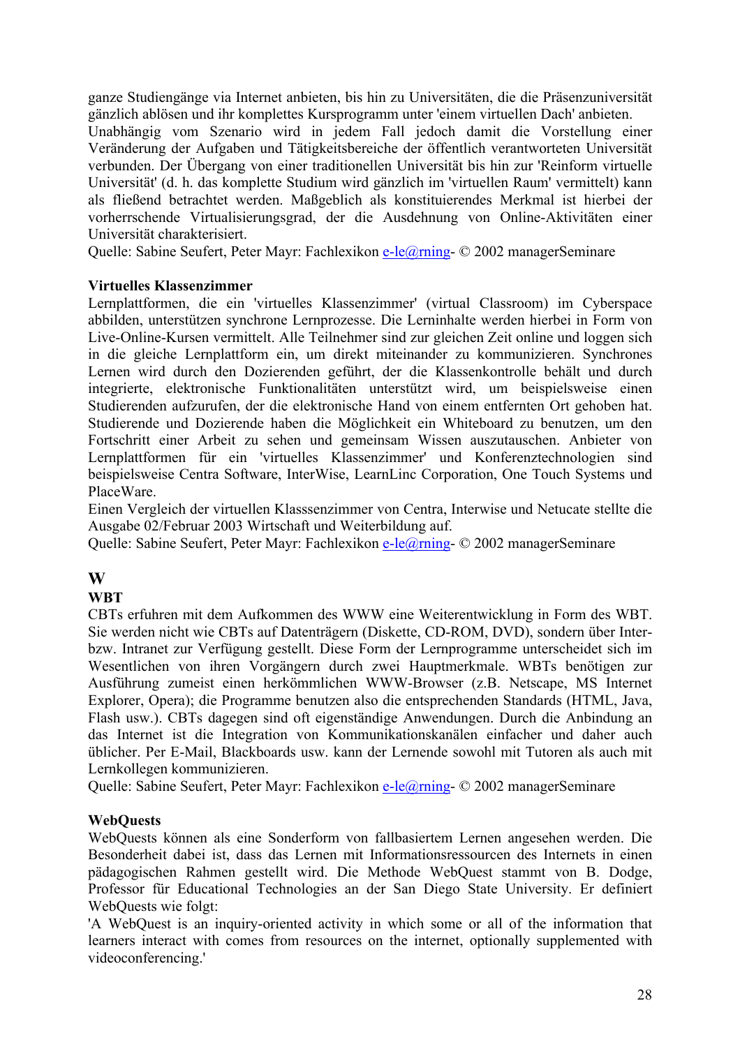ganze Studiengänge via Internet anbieten, bis hin zu Universitäten, die die Präsenzuniversität gänzlich ablösen und ihr komplettes Kursprogramm unter 'einem virtuellen Dach' anbieten.
Unabhängig vom Szenario wird in jedem Fall jedoch damit die Vorstellung einer Veränderung der Aufgaben und Tätigkeitsbereiche der öffentlich verantworteten Universität verbunden. Der Übergang von einer traditionellen Universität bis hin zur 'Reinform virtuelle Universität' (d. h. das komplette Studium wird gänzlich im 'virtuellen Raum' vermittelt) kann als fließend betrachtet werden. Maßgeblich als konstituierendes Merkmal ist hierbei der vorherrschende Virtualisierungsgrad, der die Ausdehnung von Online-Aktivitäten einer Universität charakterisiert.
Quelle: Sabine Seufert, Peter Mayr: Fachlexikon e-le@rning- © 2002 managerSeminare

**Virtuelles Klassenzimmer**
Lernplattformen, die ein 'virtuelles Klassenzimmer' (virtual Classroom) im Cyberspace abbilden, unterstützen synchrone Lernprozesse. Die Lerninhalte werden hierbei in Form von Live-Online-Kursen vermittelt. Alle Teilnehmer sind zur gleichen Zeit online und loggen sich in die gleiche Lernplattform ein, um direkt miteinander zu kommunizieren. Synchrones Lernen wird durch den Dozierenden geführt, der die Klassenkontrolle behält und durch integrierte, elektronische Funktionalitäten unterstützt wird, um beispielsweise einen Studierenden aufzurufen, der die elektronische Hand von einem entfernten Ort gehoben hat. Studierende und Dozierende haben die Möglichkeit ein Whiteboard zu benutzen, um den Fortschritt einer Arbeit zu sehen und gemeinsam Wissen auszutauschen. Anbieter von Lernplattformen für ein 'virtuelles Klassenzimmer' und Konferenztechnologien sind beispielsweise Centra Software, InterWise, LearnLinc Corporation, One Touch Systems und PlaceWare.
Einen Vergleich der virtuellen Klasssenzimmer von Centra, Interwise und Netucate stellte die Ausgabe 02/Februar 2003 Wirtschaft und Weiterbildung auf.
Quelle: Sabine Seufert, Peter Mayr: Fachlexikon e-le@rning- © 2002 managerSeminare

## W

**WBT**
CBTs erfuhren mit dem Aufkommen des WWW eine Weiterentwicklung in Form des WBT. Sie werden nicht wie CBTs auf Datenträgern (Diskette, CD-ROM, DVD), sondern über Inter- bzw. Intranet zur Verfügung gestellt. Diese Form der Lernprogramme unterscheidet sich im Wesentlichen von ihren Vorgängern durch zwei Hauptmerkmale. WBTs benötigen zur Ausführung zumeist einen herkömmlichen WWW-Browser (z.B. Netscape, MS Internet Explorer, Opera); die Programme benutzen also die entsprechenden Standards (HTML, Java, Flash usw.). CBTs dagegen sind oft eigenständige Anwendungen. Durch die Anbindung an das Internet ist die Integration von Kommunikationskanälen einfacher und daher auch üblicher. Per E-Mail, Blackboards usw. kann der Lernende sowohl mit Tutoren als auch mit Lernkollegen kommunizieren.
Quelle: Sabine Seufert, Peter Mayr: Fachlexikon e-le@rning- © 2002 managerSeminare

**WebQuests**
WebQuests können als eine Sonderform von fallbasiertem Lernen angesehen werden. Die Besonderheit dabei ist, dass das Lernen mit Informationsressourcen des Internets in einen pädagogischen Rahmen gestellt wird. Die Methode WebQuest stammt von B. Dodge, Professor für Educational Technologies an der San Diego State University. Er definiert WebQuests wie folgt:
'A WebQuest is an inquiry-oriented activity in which some or all of the information that learners interact with comes from resources on the internet, optionally supplemented with videoconferencing.'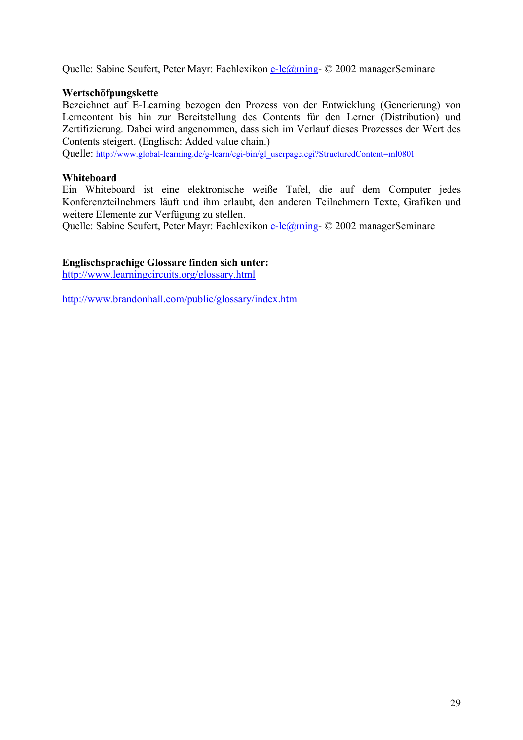Quelle: Sabine Seufert, Peter Mayr: Fachlexikon e-le@rning- © 2002 managerSeminare

**Wertschöpfungskette**
Bezeichnet auf E-Learning bezogen den Prozess von der Entwicklung (Generierung) von Lerncontent bis hin zur Bereitstellung des Contents für den Lerner (Distribution) und Zertifizierung. Dabei wird angenommen, dass sich im Verlauf dieses Prozesses der Wert des Contents steigert. (Englisch: Added value chain.)
Quelle: http://www.global-learning.de/g-learn/cgi-bin/gl_userpage.cgi?StructuredContent=ml0801

**Whiteboard**
Ein Whiteboard ist eine elektronische weiße Tafel, die auf dem Computer jedes Konferenzteilnehmers läuft und ihm erlaubt, den anderen Teilnehmern Texte, Grafiken und weitere Elemente zur Verfügung zu stellen.
Quelle: Sabine Seufert, Peter Mayr: Fachlexikon e-le@rning- © 2002 managerSeminare

**Englischsprachige Glossare finden sich unter:**
http://www.learningcircuits.org/glossary.html

http://www.brandonhall.com/public/glossary/index.htm